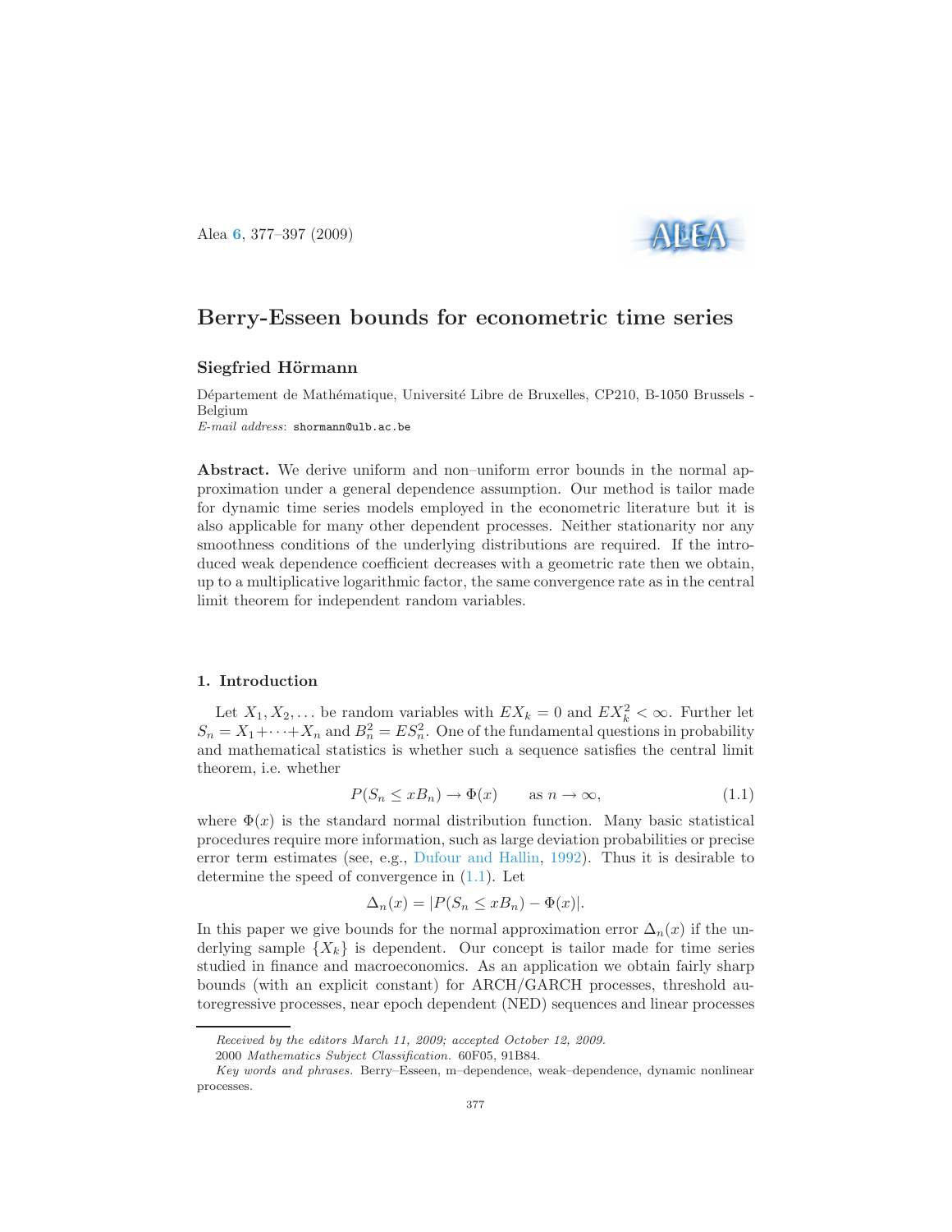# Berry-Esseen bounds for econometric time series

**Siegfried Hörmann**

Département de Mathématique, Université Libre de Bruxelles, CP210, B-1050 Brussels - Belgium

*E-mail address*: shormann@ulb.ac.be

**Abstract.** We derive uniform and non–uniform error bounds in the normal approximation under a general dependence assumption. Our method is tailor made for dynamic time series models employed in the econometric literature but it is also applicable for many other dependent processes. Neither stationarity nor any smoothness conditions of the underlying distributions are required. If the introduced weak dependence coefficient decreases with a geometric rate then we obtain, up to a multiplicative logarithmic factor, the same convergence rate as in the central limit theorem for independent random variables.

## 1. Introduction

Let $X_1, X_2, \ldots$ be random variables with $EX_k = 0$ and $EX_k^2 < \infty$. Further let $S_n = X_1 + \cdots + X_n$ and $B_n^2 = ES_n^2$. One of the fundamental questions in probability and mathematical statistics is whether such a sequence satisfies the central limit theorem, i.e. whether

$$P(S_n \leq xB_n) \to \Phi(x) \qquad \text{as } n \to \infty, \tag{1.1}$$

where $\Phi(x)$ is the standard normal distribution function. Many basic statistical procedures require more information, such as large deviation probabilities or precise error term estimates (see, e.g., Dufour and Hallin, 1992). Thus it is desirable to determine the speed of convergence in (1.1). Let

$$\Delta_n(x) = |P(S_n \leq xB_n) - \Phi(x)|.$$

In this paper we give bounds for the normal approximation error $\Delta_n(x)$ if the underlying sample $\{X_k\}$ is dependent. Our concept is tailor made for time series studied in finance and macroeconomics. As an application we obtain fairly sharp bounds (with an explicit constant) for ARCH/GARCH processes, threshold autoregressive processes, near epoch dependent (NED) sequences and linear processes

---

*Received by the editors March 11, 2009; accepted October 12, 2009.*

2000 *Mathematics Subject Classification.* 60F05, 91B84.

*Key words and phrases.* Berry–Esseen, m–dependence, weak–dependence, dynamic nonlinear processes.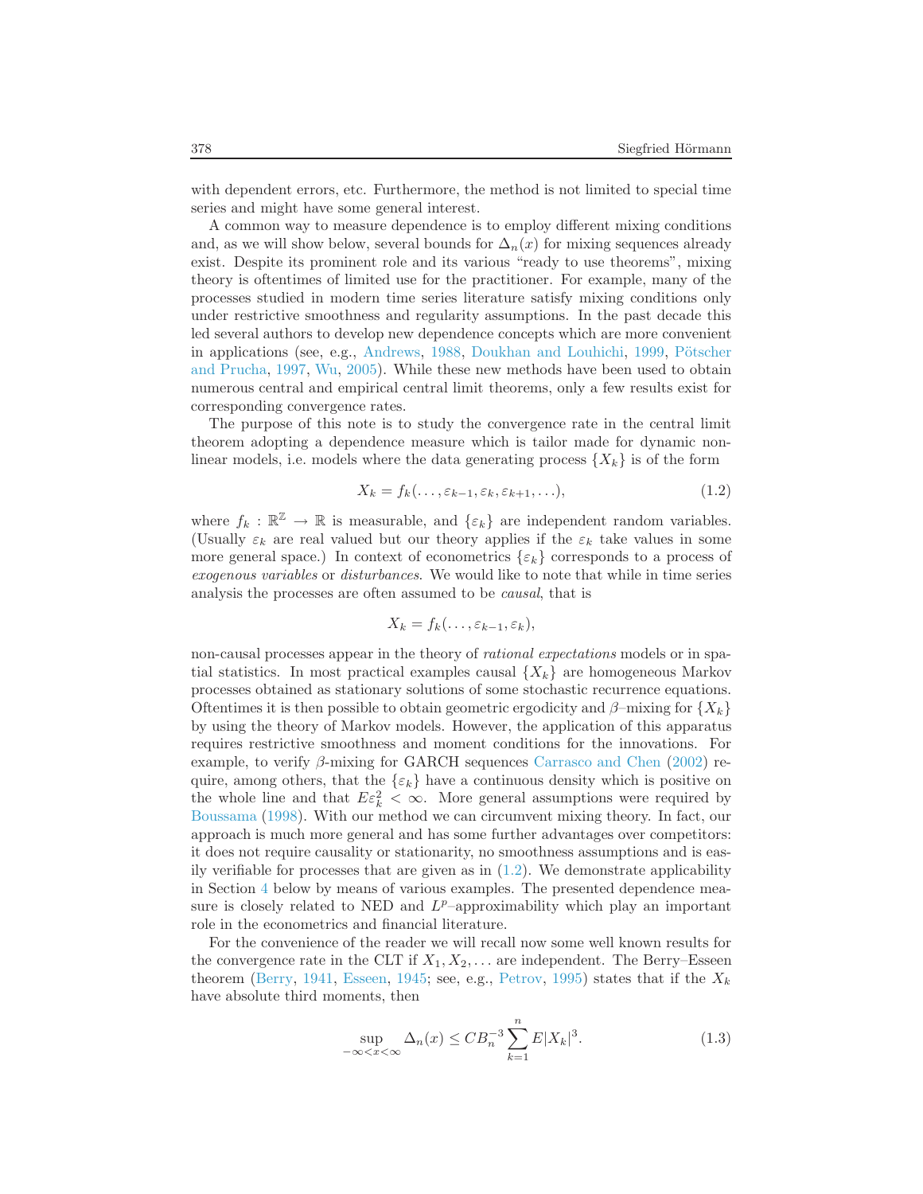with dependent errors, etc. Furthermore, the method is not limited to special time series and might have some general interest.

A common way to measure dependence is to employ different mixing conditions and, as we will show below, several bounds for $\Delta_n(x)$ for mixing sequences already exist. Despite its prominent role and its various "ready to use theorems", mixing theory is oftentimes of limited use for the practitioner. For example, many of the processes studied in modern time series literature satisfy mixing conditions only under restrictive smoothness and regularity assumptions. In the past decade this led several authors to develop new dependence concepts which are more convenient in applications (see, e.g., Andrews, 1988, Doukhan and Louhichi, 1999, Pötscher and Prucha, 1997, Wu, 2005). While these new methods have been used to obtain numerous central and empirical central limit theorems, only a few results exist for corresponding convergence rates.

The purpose of this note is to study the convergence rate in the central limit theorem adopting a dependence measure which is tailor made for dynamic nonlinear models, i.e. models where the data generating process $\{X_k\}$ is of the form

$$X_k = f_k(\ldots, \varepsilon_{k-1}, \varepsilon_k, \varepsilon_{k+1}, \ldots), \tag{1.2}$$

where $f_k : \mathbb{R}^{\mathbb{Z}} \to \mathbb{R}$ is measurable, and $\{\varepsilon_k\}$ are independent random variables. (Usually $\varepsilon_k$ are real valued but our theory applies if the $\varepsilon_k$ take values in some more general space.) In context of econometrics $\{\varepsilon_k\}$ corresponds to a process of *exogenous variables* or *disturbances*. We would like to note that while in time series analysis the processes are often assumed to be *causal*, that is

$$X_k = f_k(\ldots, \varepsilon_{k-1}, \varepsilon_k),$$

non-causal processes appear in the theory of *rational expectations* models or in spatial statistics. In most practical examples causal $\{X_k\}$ are homogeneous Markov processes obtained as stationary solutions of some stochastic recurrence equations. Oftentimes it is then possible to obtain geometric ergodicity and $\beta$–mixing for $\{X_k\}$ by using the theory of Markov models. However, the application of this apparatus requires restrictive smoothness and moment conditions for the innovations. For example, to verify $\beta$-mixing for GARCH sequences Carrasco and Chen (2002) require, among others, that the $\{\varepsilon_k\}$ have a continuous density which is positive on the whole line and that $E\varepsilon_k^2 < \infty$. More general assumptions were required by Boussama (1998). With our method we can circumvent mixing theory. In fact, our approach is much more general and has some further advantages over competitors: it does not require causality or stationarity, no smoothness assumptions and is easily verifiable for processes that are given as in (1.2). We demonstrate applicability in Section 4 below by means of various examples. The presented dependence measure is closely related to NED and $L^p$–approximability which play an important role in the econometrics and financial literature.

For the convenience of the reader we will recall now some well known results for the convergence rate in the CLT if $X_1, X_2, \ldots$ are independent. The Berry–Esseen theorem (Berry, 1941, Esseen, 1945; see, e.g., Petrov, 1995) states that if the $X_k$ have absolute third moments, then

$$\sup_{-\infty<x<\infty} \Delta_n(x) \leq C B_n^{-3} \sum_{k=1}^{n} E|X_k|^3. \tag{1.3}$$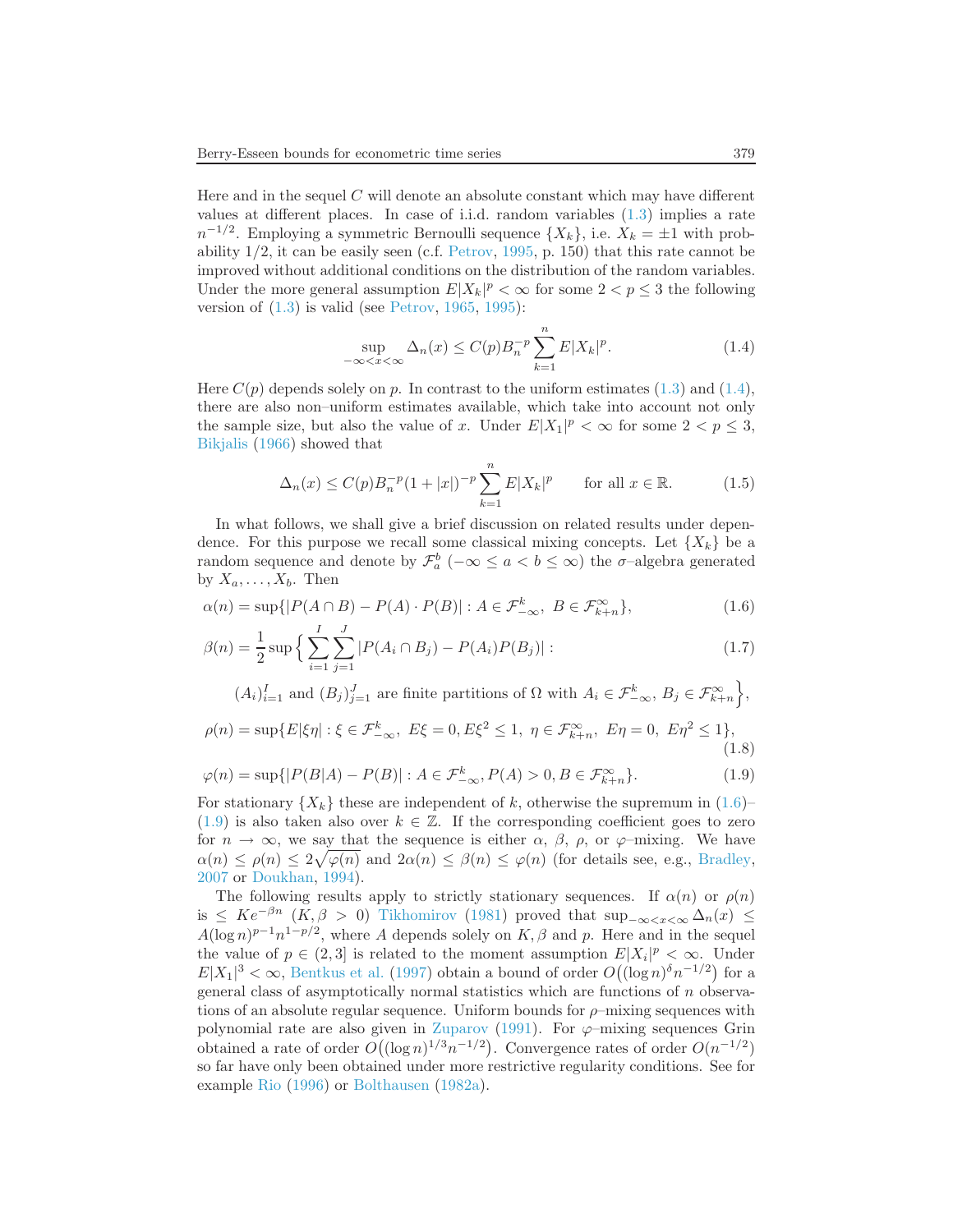Here and in the sequel $C$ will denote an absolute constant which may have different values at different places. In case of i.i.d. random variables (1.3) implies a rate $n^{-1/2}$. Employing a symmetric Bernoulli sequence $\{X_k\}$, i.e. $X_k = \pm 1$ with probability 1/2, it can be easily seen (c.f. Petrov, 1995, p. 150) that this rate cannot be improved without additional conditions on the distribution of the random variables. Under the more general assumption $E|X_k|^p < \infty$ for some $2 < p \leq 3$ the following version of (1.3) is valid (see Petrov, 1965, 1995):

$$\sup_{-\infty < x < \infty} \Delta_n(x) \leq C(p) B_n^{-p} \sum_{k=1}^{n} E|X_k|^p. \tag{1.4}$$

Here $C(p)$ depends solely on $p$. In contrast to the uniform estimates (1.3) and (1.4), there are also non–uniform estimates available, which take into account not only the sample size, but also the value of $x$. Under $E|X_1|^p < \infty$ for some $2 < p \leq 3$, Bikjalis (1966) showed that

$$\Delta_n(x) \leq C(p) B_n^{-p} (1 + |x|)^{-p} \sum_{k=1}^{n} E|X_k|^p \qquad \text{for all } x \in \mathbb{R}. \tag{1.5}$$

In what follows, we shall give a brief discussion on related results under dependence. For this purpose we recall some classical mixing concepts. Let $\{X_k\}$ be a random sequence and denote by $\mathcal{F}_a^b$ $(-\infty \leq a < b \leq \infty)$ the $\sigma$–algebra generated by $X_a, \ldots, X_b$. Then

$$\alpha(n) = \sup\{|P(A \cap B) - P(A) \cdot P(B)| : A \in \mathcal{F}_{-\infty}^k,\ B \in \mathcal{F}_{k+n}^\infty\}, \tag{1.6}$$

$$\beta(n) = \frac{1}{2} \sup\Big\{ \sum_{i=1}^{I} \sum_{j=1}^{J} |P(A_i \cap B_j) - P(A_i) P(B_j)| : (A_i)_{i=1}^I \text{ and } (B_j)_{j=1}^J \text{ are finite partitions of } \Omega \text{ with } A_i \in \mathcal{F}_{-\infty}^k,\ B_j \in \mathcal{F}_{k+n}^\infty \Big\}, \tag{1.7}$$

$$\rho(n) = \sup\{E|\xi\eta| : \xi \in \mathcal{F}_{-\infty}^k,\ E\xi = 0, E\xi^2 \leq 1,\ \eta \in \mathcal{F}_{k+n}^\infty,\ E\eta = 0,\ E\eta^2 \leq 1\}, \tag{1.8}$$

$$\varphi(n) = \sup\{|P(B|A) - P(B)| : A \in \mathcal{F}_{-\infty}^k, P(A) > 0, B \in \mathcal{F}_{k+n}^\infty\}. \tag{1.9}$$

For stationary $\{X_k\}$ these are independent of $k$, otherwise the supremum in (1.6)–(1.9) is also taken also over $k \in \mathbb{Z}$. If the corresponding coefficient goes to zero for $n \to \infty$, we say that the sequence is either $\alpha$, $\beta$, $\rho$, or $\varphi$–mixing. We have $\alpha(n) \leq \rho(n) \leq 2\sqrt{\varphi(n)}$ and $2\alpha(n) \leq \beta(n) \leq \varphi(n)$ (for details see, e.g., Bradley, 2007 or Doukhan, 1994).

The following results apply to strictly stationary sequences. If $\alpha(n)$ or $\rho(n)$ is $\leq Ke^{-\beta n}$ $(K, \beta > 0)$ Tikhomirov (1981) proved that $\sup_{-\infty < x < \infty} \Delta_n(x) \leq A(\log n)^{p-1} n^{1-p/2}$, where $A$ depends solely on $K, \beta$ and $p$. Here and in the sequel the value of $p \in (2, 3]$ is related to the moment assumption $E|X_i|^p < \infty$. Under $E|X_1|^3 < \infty$, Bentkus et al. (1997) obtain a bound of order $O\big((\log n)^\delta n^{-1/2}\big)$ for a general class of asymptotically normal statistics which are functions of $n$ observations of an absolute regular sequence. Uniform bounds for $\rho$–mixing sequences with polynomial rate are also given in Zuparov (1991). For $\varphi$–mixing sequences Grin obtained a rate of order $O\big((\log n)^{1/3} n^{-1/2}\big)$. Convergence rates of order $O(n^{-1/2})$ so far have only been obtained under more restrictive regularity conditions. See for example Rio (1996) or Bolthausen (1982a).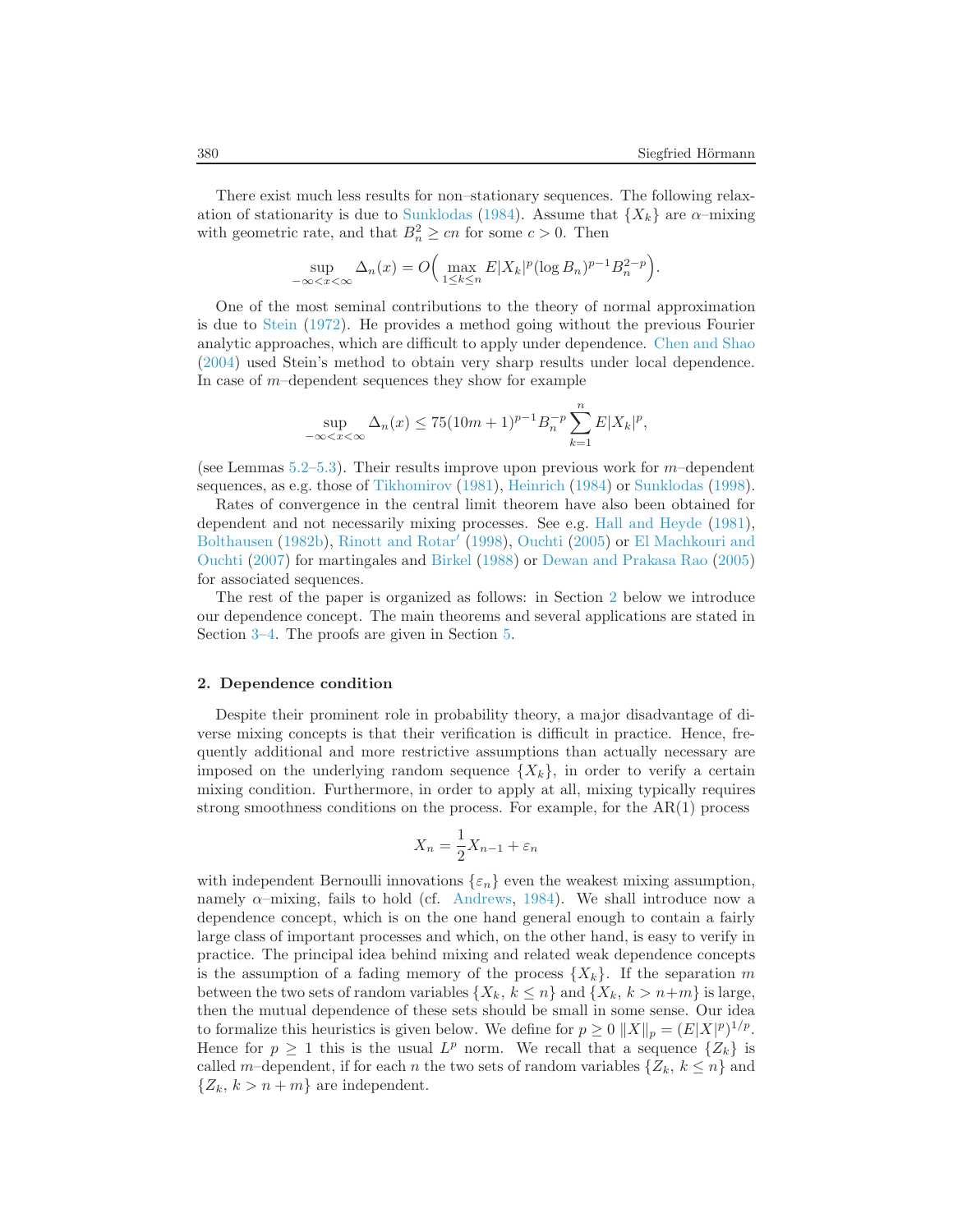There exist much less results for non–stationary sequences. The following relaxation of stationarity is due to Sunklodas (1984). Assume that $\{X_k\}$ are $\alpha$–mixing with geometric rate, and that $B_n^2 \geq cn$ for some $c > 0$. Then

$$\sup_{-\infty<x<\infty} \Delta_n(x) = O\Big(\max_{1\leq k\leq n} E|X_k|^p (\log B_n)^{p-1} B_n^{2-p}\Big).$$

One of the most seminal contributions to the theory of normal approximation is due to Stein (1972). He provides a method going without the previous Fourier analytic approaches, which are difficult to apply under dependence. Chen and Shao (2004) used Stein's method to obtain very sharp results under local dependence. In case of $m$–dependent sequences they show for example

$$\sup_{-\infty<x<\infty} \Delta_n(x) \leq 75(10m+1)^{p-1} B_n^{-p} \sum_{k=1}^{n} E|X_k|^p,$$

(see Lemmas 5.2–5.3). Their results improve upon previous work for $m$–dependent sequences, as e.g. those of Tikhomirov (1981), Heinrich (1984) or Sunklodas (1998).

Rates of convergence in the central limit theorem have also been obtained for dependent and not necessarily mixing processes. See e.g. Hall and Heyde (1981), Bolthausen (1982b), Rinott and Rotar′ (1998), Ouchti (2005) or El Machkouri and Ouchti (2007) for martingales and Birkel (1988) or Dewan and Prakasa Rao (2005) for associated sequences.

The rest of the paper is organized as follows: in Section 2 below we introduce our dependence concept. The main theorems and several applications are stated in Section 3–4. The proofs are given in Section 5.

## 2. Dependence condition

Despite their prominent role in probability theory, a major disadvantage of diverse mixing concepts is that their verification is difficult in practice. Hence, frequently additional and more restrictive assumptions than actually necessary are imposed on the underlying random sequence $\{X_k\}$, in order to verify a certain mixing condition. Furthermore, in order to apply at all, mixing typically requires strong smoothness conditions on the process. For example, for the AR(1) process

$$X_n = \frac{1}{2} X_{n-1} + \varepsilon_n$$

with independent Bernoulli innovations $\{\varepsilon_n\}$ even the weakest mixing assumption, namely $\alpha$–mixing, fails to hold (cf. Andrews, 1984). We shall introduce now a dependence concept, which is on the one hand general enough to contain a fairly large class of important processes and which, on the other hand, is easy to verify in practice. The principal idea behind mixing and related weak dependence concepts is the assumption of a fading memory of the process $\{X_k\}$. If the separation $m$ between the two sets of random variables $\{X_k,\ k \leq n\}$ and $\{X_k,\ k > n+m\}$ is large, then the mutual dependence of these sets should be small in some sense. Our idea to formalize this heuristics is given below. We define for $p \geq 0$ $\|X\|_p = (E|X|^p)^{1/p}$. Hence for $p \geq 1$ this is the usual $L^p$ norm. We recall that a sequence $\{Z_k\}$ is called $m$–dependent, if for each $n$ the two sets of random variables $\{Z_k,\ k \leq n\}$ and $\{Z_k,\ k > n+m\}$ are independent.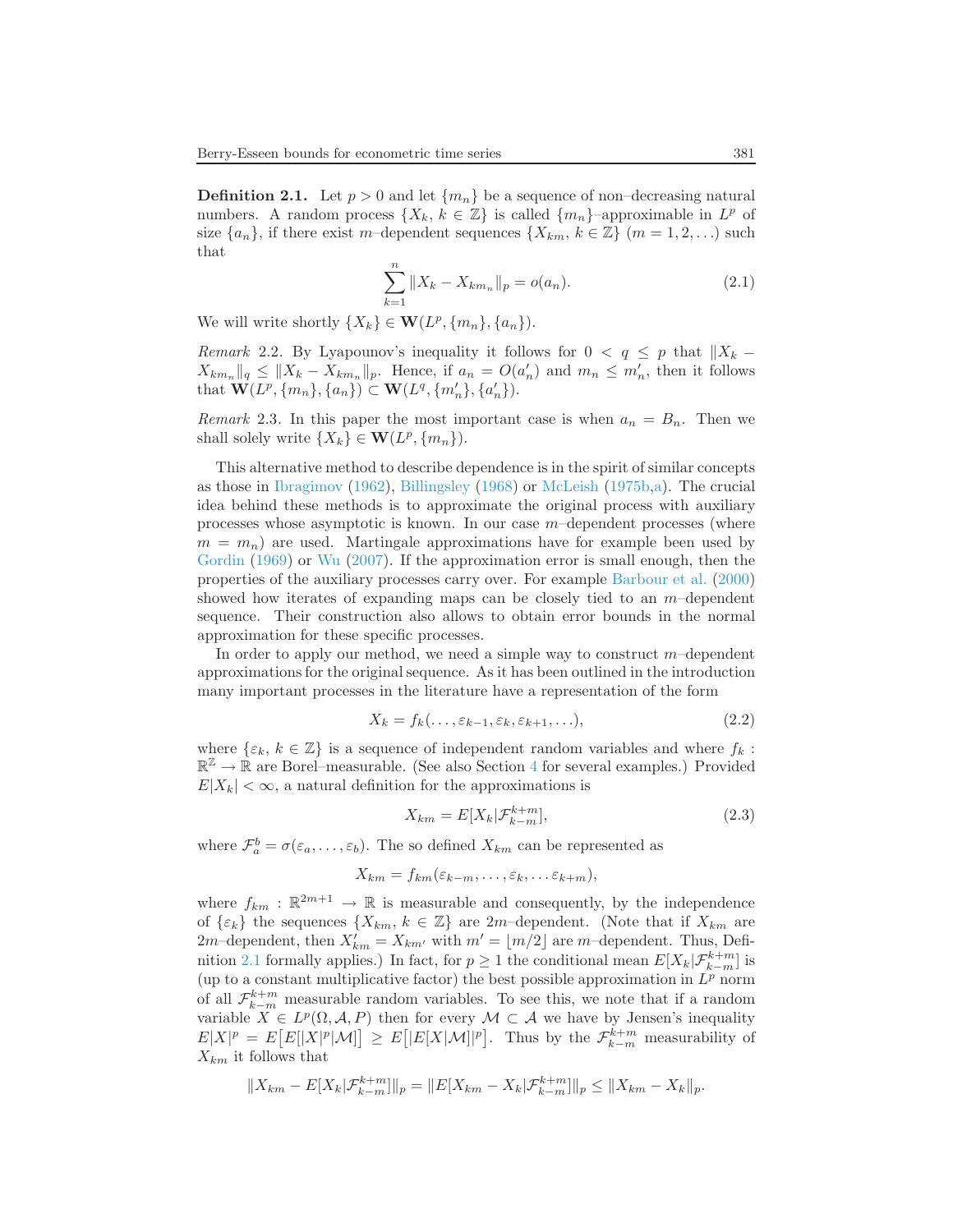**Definition 2.1.** Let $p > 0$ and let $\{m_n\}$ be a sequence of non–decreasing natural numbers. A random process $\{X_k,\, k \in \mathbb{Z}\}$ is called $\{m_n\}$–approximable in $L^p$ of size $\{a_n\}$, if there exist $m$–dependent sequences $\{X_{km},\, k \in \mathbb{Z}\}$ $(m = 1, 2, \ldots)$ such that

$$\sum_{k=1}^{n} \|X_k - X_{km_n}\|_p = o(a_n). \tag{2.1}$$

We will write shortly $\{X_k\} \in \mathbf{W}(L^p, \{m_n\}, \{a_n\})$.

*Remark* 2.2. By Lyapounov's inequality it follows for $0 < q \leq p$ that $\|X_k - X_{km_n}\|_q \leq \|X_k - X_{km_n}\|_p$. Hence, if $a_n = O(a_n')$ and $m_n \leq m_n'$, then it follows that $\mathbf{W}(L^p, \{m_n\}, \{a_n\}) \subset \mathbf{W}(L^q, \{m_n'\}, \{a_n'\})$.

*Remark* 2.3. In this paper the most important case is when $a_n = B_n$. Then we shall solely write $\{X_k\} \in \mathbf{W}(L^p, \{m_n\})$.

This alternative method to describe dependence is in the spirit of similar concepts as those in Ibragimov (1962), Billingsley (1968) or McLeish (1975b,a). The crucial idea behind these methods is to approximate the original process with auxiliary processes whose asymptotic is known. In our case $m$–dependent processes (where $m = m_n$) are used. Martingale approximations have for example been used by Gordin (1969) or Wu (2007). If the approximation error is small enough, then the properties of the auxiliary processes carry over. For example Barbour et al. (2000) showed how iterates of expanding maps can be closely tied to an $m$–dependent sequence. Their construction also allows to obtain error bounds in the normal approximation for these specific processes.

In order to apply our method, we need a simple way to construct $m$–dependent approximations for the original sequence. As it has been outlined in the introduction many important processes in the literature have a representation of the form

$$X_k = f_k(\ldots, \varepsilon_{k-1}, \varepsilon_k, \varepsilon_{k+1}, \ldots), \tag{2.2}$$

where $\{\varepsilon_k,\, k \in \mathbb{Z}\}$ is a sequence of independent random variables and where $f_k : \mathbb{R}^{\mathbb{Z}} \to \mathbb{R}$ are Borel–measurable. (See also Section 4 for several examples.) Provided $E|X_k| < \infty$, a natural definition for the approximations is

$$X_{km} = E[X_k | \mathcal{F}_{k-m}^{k+m}], \tag{2.3}$$

where $\mathcal{F}_a^b = \sigma(\varepsilon_a, \ldots, \varepsilon_b)$. The so defined $X_{km}$ can be represented as

$$X_{km} = f_{km}(\varepsilon_{k-m}, \ldots, \varepsilon_k, \ldots \varepsilon_{k+m}),$$

where $f_{km} : \mathbb{R}^{2m+1} \to \mathbb{R}$ is measurable and consequently, by the independence of $\{\varepsilon_k\}$ the sequences $\{X_{km},\, k \in \mathbb{Z}\}$ are $2m$–dependent. (Note that if $X_{km}$ are $2m$–dependent, then $X_{km}' = X_{km'}$ with $m' = \lfloor m/2 \rfloor$ are $m$–dependent. Thus, Definition 2.1 formally applies.) In fact, for $p \geq 1$ the conditional mean $E[X_k | \mathcal{F}_{k-m}^{k+m}]$ is (up to a constant multiplicative factor) the best possible approximation in $L^p$ norm of all $\mathcal{F}_{k-m}^{k+m}$ measurable random variables. To see this, we note that if a random variable $X \in L^p(\Omega, \mathcal{A}, P)$ then for every $\mathcal{M} \subset \mathcal{A}$ we have by Jensen's inequality $E|X|^p = E\big[E[|X|^p | \mathcal{M}]\big] \geq E\big[|E[X|\mathcal{M}]|^p\big]$. Thus by the $\mathcal{F}_{k-m}^{k+m}$ measurability of $X_{km}$ it follows that

$$\|X_{km} - E[X_k | \mathcal{F}_{k-m}^{k+m}]\|_p = \|E[X_{km} - X_k | \mathcal{F}_{k-m}^{k+m}]\|_p \leq \|X_{km} - X_k\|_p.$$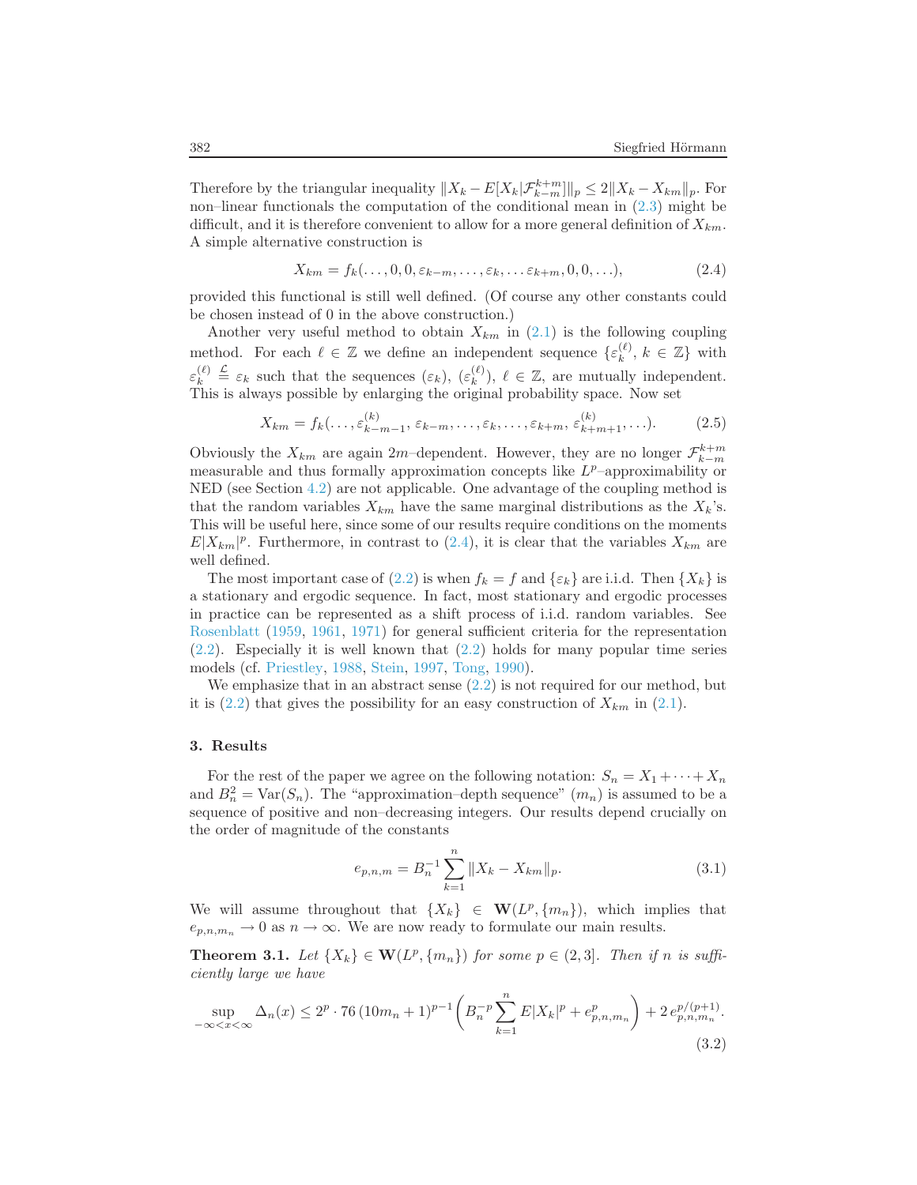Therefore by the triangular inequality $\|X_k - E[X_k|\mathcal{F}_{k-m}^{k+m}]\|_p \le 2\|X_k - X_{km}\|_p$. For non–linear functionals the computation of the conditional mean in (2.3) might be difficult, and it is therefore convenient to allow for a more general definition of $X_{km}$. A simple alternative construction is

$$X_{km} = f_k(\ldots, 0, 0, \varepsilon_{k-m}, \ldots, \varepsilon_k, \ldots \varepsilon_{k+m}, 0, 0, \ldots), \tag{2.4}$$

provided this functional is still well defined. (Of course any other constants could be chosen instead of 0 in the above construction.)

Another very useful method to obtain $X_{km}$ in (2.1) is the following coupling method. For each $\ell \in \mathbb{Z}$ we define an independent sequence $\{\varepsilon_k^{(\ell)}, k \in \mathbb{Z}\}$ with $\varepsilon_k^{(\ell)} \stackrel{\mathcal{L}}{=} \varepsilon_k$ such that the sequences $(\varepsilon_k)$, $(\varepsilon_k^{(\ell)})$, $\ell \in \mathbb{Z}$, are mutually independent. This is always possible by enlarging the original probability space. Now set

$$X_{km} = f_k(\ldots, \varepsilon_{k-m-1}^{(k)}, \varepsilon_{k-m}, \ldots, \varepsilon_k, \ldots, \varepsilon_{k+m}, \varepsilon_{k+m+1}^{(k)}, \ldots). \tag{2.5}$$

Obviously the $X_{km}$ are again $2m$–dependent. However, they are no longer $\mathcal{F}_{k-m}^{k+m}$ measurable and thus formally approximation concepts like $L^p$–approximability or NED (see Section 4.2) are not applicable. One advantage of the coupling method is that the random variables $X_{km}$ have the same marginal distributions as the $X_k$'s. This will be useful here, since some of our results require conditions on the moments $E|X_{km}|^p$. Furthermore, in contrast to (2.4), it is clear that the variables $X_{km}$ are well defined.

The most important case of (2.2) is when $f_k = f$ and $\{\varepsilon_k\}$ are i.i.d. Then $\{X_k\}$ is a stationary and ergodic sequence. In fact, most stationary and ergodic processes in practice can be represented as a shift process of i.i.d. random variables. See Rosenblatt (1959, 1961, 1971) for general sufficient criteria for the representation (2.2). Especially it is well known that (2.2) holds for many popular time series models (cf. Priestley, 1988, Stein, 1997, Tong, 1990).

We emphasize that in an abstract sense (2.2) is not required for our method, but it is (2.2) that gives the possibility for an easy construction of $X_{km}$ in (2.1).

## 3. Results

For the rest of the paper we agree on the following notation: $S_n = X_1 + \cdots + X_n$ and $B_n^2 = \mathrm{Var}(S_n)$. The "approximation–depth sequence" $(m_n)$ is assumed to be a sequence of positive and non–decreasing integers. Our results depend crucially on the order of magnitude of the constants

$$e_{p,n,m} = B_n^{-1} \sum_{k=1}^{n} \|X_k - X_{km}\|_p. \tag{3.1}$$

We will assume throughout that $\{X_k\} \in \mathbf{W}(L^p, \{m_n\})$, which implies that $e_{p,n,m_n} \to 0$ as $n \to \infty$. We are now ready to formulate our main results.

**Theorem 3.1.** *Let $\{X_k\} \in \mathbf{W}(L^p, \{m_n\})$ for some $p \in (2, 3]$. Then if $n$ is sufficiently large we have*

$$\sup_{-\infty < x < \infty} \Delta_n(x) \le 2^p \cdot 76\,(10m_n + 1)^{p-1} \left( B_n^{-p} \sum_{k=1}^{n} E|X_k|^p + e_{p,n,m_n}^p \right) + 2\, e_{p,n,m_n}^{p/(p+1)}. \tag{3.2}$$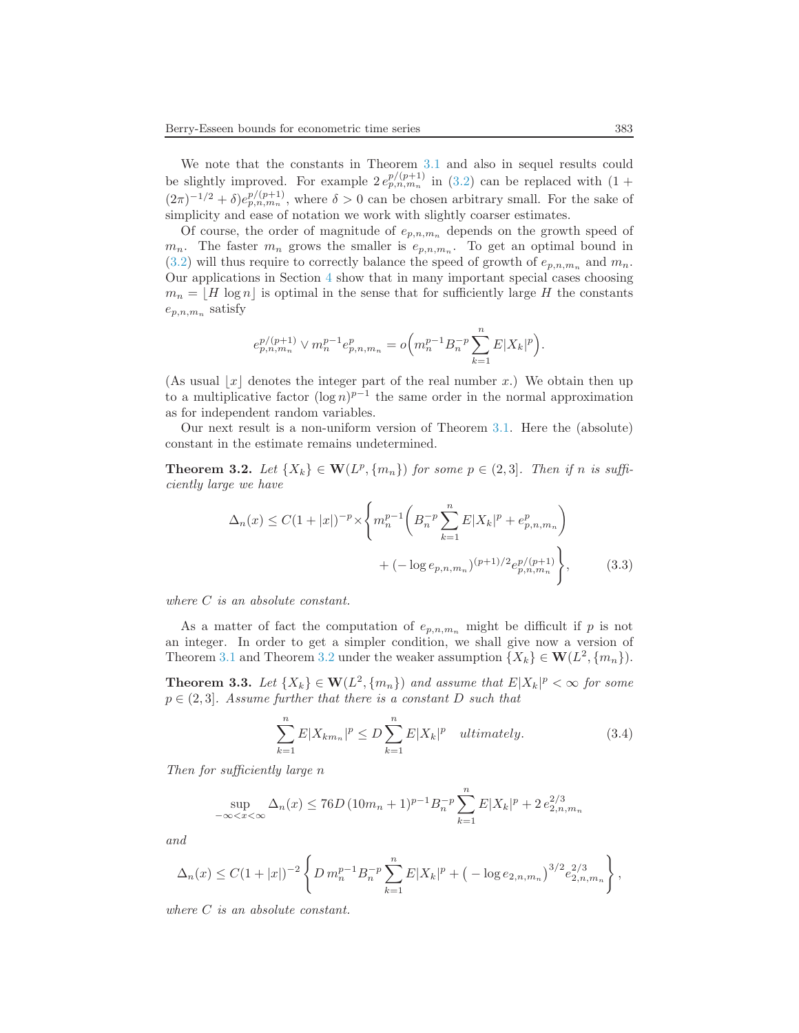We note that the constants in Theorem 3.1 and also in sequel results could be slightly improved. For example $2\,e_{p,n,m_n}^{p/(p+1)}$ in (3.2) can be replaced with $(1 + (2\pi)^{-1/2} + \delta)e_{p,n,m_n}^{p/(p+1)}$, where $\delta > 0$ can be chosen arbitrary small. For the sake of simplicity and ease of notation we work with slightly coarser estimates.

Of course, the order of magnitude of $e_{p,n,m_n}$ depends on the growth speed of $m_n$. The faster $m_n$ grows the smaller is $e_{p,n,m_n}$. To get an optimal bound in (3.2) will thus require to correctly balance the speed of growth of $e_{p,n,m_n}$ and $m_n$. Our applications in Section 4 show that in many important special cases choosing $m_n = \lfloor H \log n \rfloor$ is optimal in the sense that for sufficiently large $H$ the constants $e_{p,n,m_n}$ satisfy

$$e_{p,n,m_n}^{p/(p+1)} \vee m_n^{p-1} e_{p,n,m_n}^p = o\Big( m_n^{p-1} B_n^{-p} \sum_{k=1}^n E|X_k|^p \Big).$$

(As usual $\lfloor x \rfloor$ denotes the integer part of the real number $x$.) We obtain then up to a multiplicative factor $(\log n)^{p-1}$ the same order in the normal approximation as for independent random variables.

Our next result is a non-uniform version of Theorem 3.1. Here the (absolute) constant in the estimate remains undetermined.

**Theorem 3.2.** *Let $\{X_k\} \in \mathbf{W}(L^p, \{m_n\})$ for some $p \in (2, 3]$. Then if $n$ is sufficiently large we have*

$$\Delta_n(x) \le C(1+|x|)^{-p} \times \Bigg\{ m_n^{p-1} \Big( B_n^{-p} \sum_{k=1}^n E|X_k|^p + e_{p,n,m_n}^p \Big) + (-\log e_{p,n,m_n})^{(p+1)/2} e_{p,n,m_n}^{p/(p+1)} \Bigg\}, \tag{3.3}$$

*where $C$ is an absolute constant.*

As a matter of fact the computation of $e_{p,n,m_n}$ might be difficult if $p$ is not an integer. In order to get a simpler condition, we shall give now a version of Theorem 3.1 and Theorem 3.2 under the weaker assumption $\{X_k\} \in \mathbf{W}(L^2, \{m_n\})$.

**Theorem 3.3.** *Let $\{X_k\} \in \mathbf{W}(L^2, \{m_n\})$ and assume that $E|X_k|^p < \infty$ for some $p \in (2, 3]$. Assume further that there is a constant $D$ such that*

$$\sum_{k=1}^n E|X_{km_n}|^p \le D \sum_{k=1}^n E|X_k|^p \quad \textit{ultimately.} \tag{3.4}$$

*Then for sufficiently large $n$*

$$\sup_{-\infty < x < \infty} \Delta_n(x) \le 76D\,(10m_n + 1)^{p-1} B_n^{-p} \sum_{k=1}^n E|X_k|^p + 2\,e_{2,n,m_n}^{2/3}$$

*and*

$$\Delta_n(x) \le C(1+|x|)^{-2} \left\{ D\, m_n^{p-1} B_n^{-p} \sum_{k=1}^n E|X_k|^p + \big(-\log e_{2,n,m_n}\big)^{3/2} e_{2,n,m_n}^{2/3} \right\},$$

*where $C$ is an absolute constant.*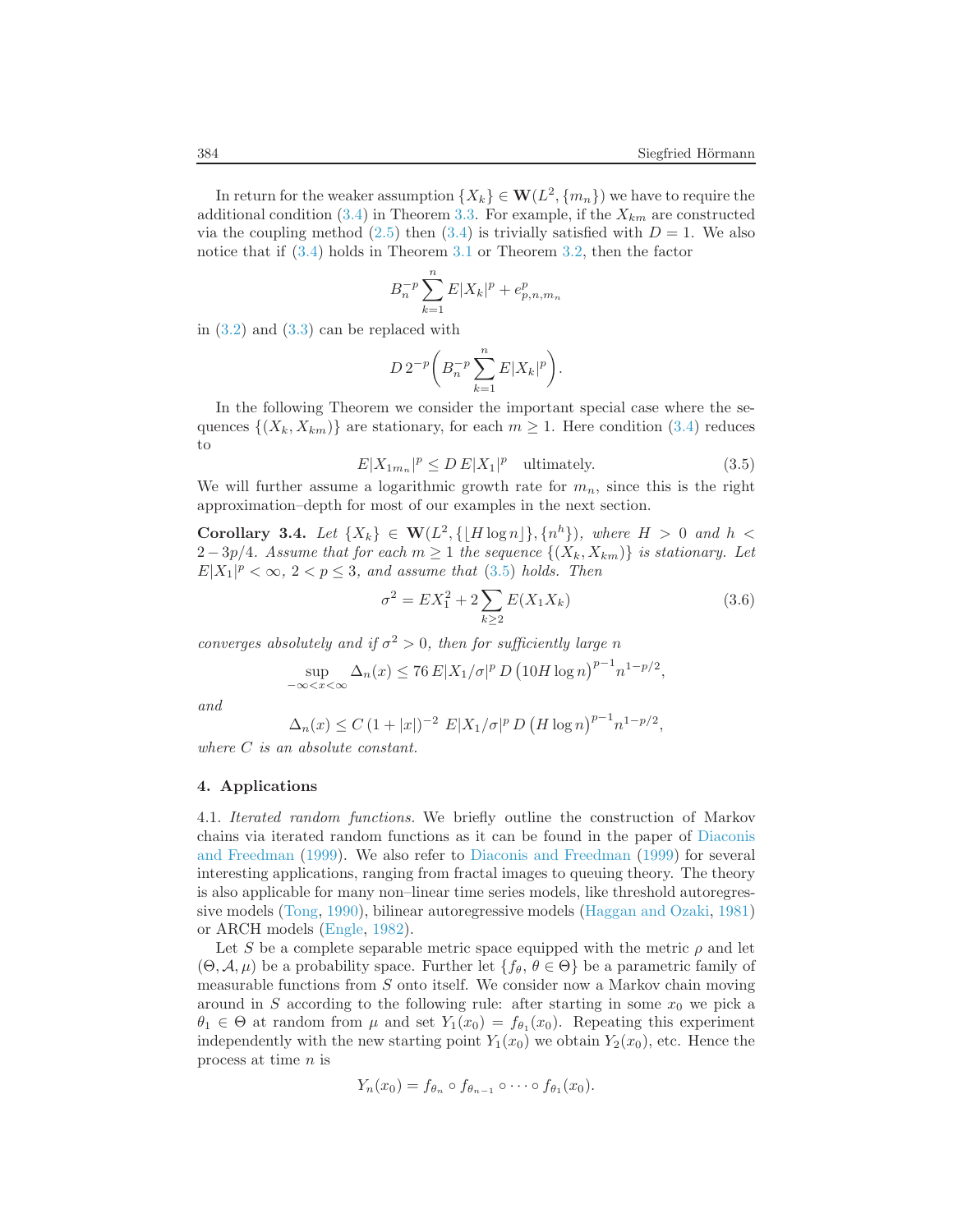In return for the weaker assumption $\{X_k\} \in \mathbf{W}(L^2, \{m_n\})$ we have to require the additional condition (3.4) in Theorem 3.3. For example, if the $X_{km}$ are constructed via the coupling method (2.5) then (3.4) is trivially satisfied with $D = 1$. We also notice that if (3.4) holds in Theorem 3.1 or Theorem 3.2, then the factor

$$B_n^{-p} \sum_{k=1}^{n} E|X_k|^p + e_{p,n,m_n}^p$$

in (3.2) and (3.3) can be replaced with

$$D\, 2^{-p} \left( B_n^{-p} \sum_{k=1}^{n} E|X_k|^p \right).$$

In the following Theorem we consider the important special case where the sequences $\{(X_k, X_{km})\}$ are stationary, for each $m \geq 1$. Here condition (3.4) reduces to

$$E|X_{1m_n}|^p \leq D\, E|X_1|^p \quad \text{ultimately}. \tag{3.5}$$

We will further assume a logarithmic growth rate for $m_n$, since this is the right approximation–depth for most of our examples in the next section.

**Corollary 3.4.** *Let $\{X_k\} \in \mathbf{W}(L^2, \{\lfloor H \log n \rfloor\}, \{n^h\})$, where $H > 0$ and $h < 2 - 3p/4$. Assume that for each $m \geq 1$ the sequence $\{(X_k, X_{km})\}$ is stationary. Let $E|X_1|^p < \infty$, $2 < p \leq 3$, and assume that (3.5) holds. Then*

$$\sigma^2 = EX_1^2 + 2 \sum_{k \geq 2} E(X_1 X_k) \tag{3.6}$$

*converges absolutely and if $\sigma^2 > 0$, then for sufficiently large $n$*

$$\sup_{-\infty < x < \infty} \Delta_n(x) \leq 76\, E|X_1/\sigma|^p\, D\, \big(10 H \log n\big)^{p-1} n^{1-p/2},$$

*and*

$$\Delta_n(x) \leq C\, (1 + |x|)^{-2}\; E|X_1/\sigma|^p\, D\, \big(H \log n\big)^{p-1} n^{1-p/2},$$

*where $C$ is an absolute constant.*

## 4. Applications

4.1. *Iterated random functions.* We briefly outline the construction of Markov chains via iterated random functions as it can be found in the paper of Diaconis and Freedman (1999). We also refer to Diaconis and Freedman (1999) for several interesting applications, ranging from fractal images to queuing theory. The theory is also applicable for many non–linear time series models, like threshold autoregressive models (Tong, 1990), bilinear autoregressive models (Haggan and Ozaki, 1981) or ARCH models (Engle, 1982).

Let $S$ be a complete separable metric space equipped with the metric $\rho$ and let $(\Theta, \mathcal{A}, \mu)$ be a probability space. Further let $\{f_\theta,\, \theta \in \Theta\}$ be a parametric family of measurable functions from $S$ onto itself. We consider now a Markov chain moving around in $S$ according to the following rule: after starting in some $x_0$ we pick a $\theta_1 \in \Theta$ at random from $\mu$ and set $Y_1(x_0) = f_{\theta_1}(x_0)$. Repeating this experiment independently with the new starting point $Y_1(x_0)$ we obtain $Y_2(x_0)$, etc. Hence the process at time $n$ is

$$Y_n(x_0) = f_{\theta_n} \circ f_{\theta_{n-1}} \circ \cdots \circ f_{\theta_1}(x_0).$$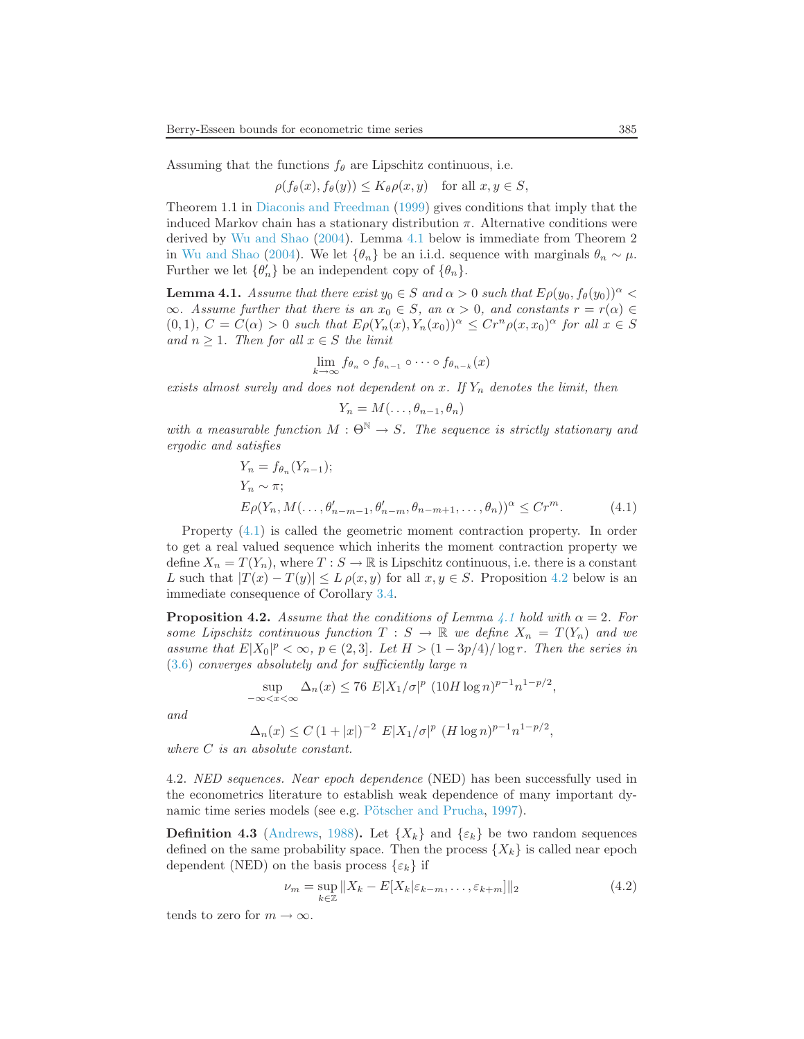Assuming that the functions $f_\theta$ are Lipschitz continuous, i.e.

$$\rho(f_\theta(x), f_\theta(y)) \le K_\theta \rho(x, y) \quad \text{for all } x, y \in S,$$

Theorem 1.1 in Diaconis and Freedman (1999) gives conditions that imply that the induced Markov chain has a stationary distribution $\pi$. Alternative conditions were derived by Wu and Shao (2004). Lemma 4.1 below is immediate from Theorem 2 in Wu and Shao (2004). We let $\{\theta_n\}$ be an i.i.d. sequence with marginals $\theta_n \sim \mu$. Further we let $\{\theta'_n\}$ be an independent copy of $\{\theta_n\}$.

**Lemma 4.1.** *Assume that there exist $y_0 \in S$ and $\alpha > 0$ such that $E\rho(y_0, f_\theta(y_0))^\alpha < \infty$. Assume further that there is an $x_0 \in S$, an $\alpha > 0$, and constants $r = r(\alpha) \in (0,1)$, $C = C(\alpha) > 0$ such that $E\rho(Y_n(x), Y_n(x_0))^\alpha \le C r^n \rho(x, x_0)^\alpha$ for all $x \in S$ and $n \ge 1$. Then for all $x \in S$ the limit*

$$\lim_{k\to\infty} f_{\theta_n} \circ f_{\theta_{n-1}} \circ \cdots \circ f_{\theta_{n-k}}(x)$$

*exists almost surely and does not dependent on $x$. If $Y_n$ denotes the limit, then*

$$Y_n = M(\ldots, \theta_{n-1}, \theta_n)$$

*with a measurable function $M : \Theta^{\mathbb{N}} \to S$. The sequence is strictly stationary and ergodic and satisfies*

$$\begin{aligned}
&Y_n = f_{\theta_n}(Y_{n-1});\\
&Y_n \sim \pi;\\
&E\rho(Y_n, M(\ldots, \theta'_{n-m-1}, \theta'_{n-m}, \theta_{n-m+1}, \ldots, \theta_n))^\alpha \le C r^m. \qquad (4.1)
\end{aligned}$$

Property (4.1) is called the geometric moment contraction property. In order to get a real valued sequence which inherits the moment contraction property we define $X_n = T(Y_n)$, where $T : S \to \mathbb{R}$ is Lipschitz continuous, i.e. there is a constant $L$ such that $|T(x) - T(y)| \le L\, \rho(x, y)$ for all $x, y \in S$. Proposition 4.2 below is an immediate consequence of Corollary 3.4.

**Proposition 4.2.** *Assume that the conditions of Lemma 4.1 hold with $\alpha = 2$. For some Lipschitz continuous function $T : S \to \mathbb{R}$ we define $X_n = T(Y_n)$ and we assume that $E|X_0|^p < \infty$, $p \in (2, 3]$. Let $H > (1 - 3p/4)/\log r$. Then the series in (3.6) converges absolutely and for sufficiently large $n$*

$$\sup_{-\infty<x<\infty} \Delta_n(x) \le 76\ E|X_1/\sigma|^p\ (10 H \log n)^{p-1} n^{1-p/2},$$

*and*

$$\Delta_n(x) \le C\, (1 + |x|)^{-2}\ E|X_1/\sigma|^p\ (H \log n)^{p-1} n^{1-p/2},$$

*where $C$ is an absolute constant.*

4.2. *NED sequences.* *Near epoch dependence* (NED) has been successfully used in the econometrics literature to establish weak dependence of many important dynamic time series models (see e.g. Pötscher and Prucha, 1997).

**Definition 4.3** (Andrews, 1988)**.** Let $\{X_k\}$ and $\{\varepsilon_k\}$ be two random sequences defined on the same probability space. Then the process $\{X_k\}$ is called near epoch dependent (NED) on the basis process $\{\varepsilon_k\}$ if

$$\nu_m = \sup_{k\in\mathbb{Z}} \|X_k - E[X_k | \varepsilon_{k-m}, \ldots, \varepsilon_{k+m}]\|_2 \qquad (4.2)$$

tends to zero for $m \to \infty$.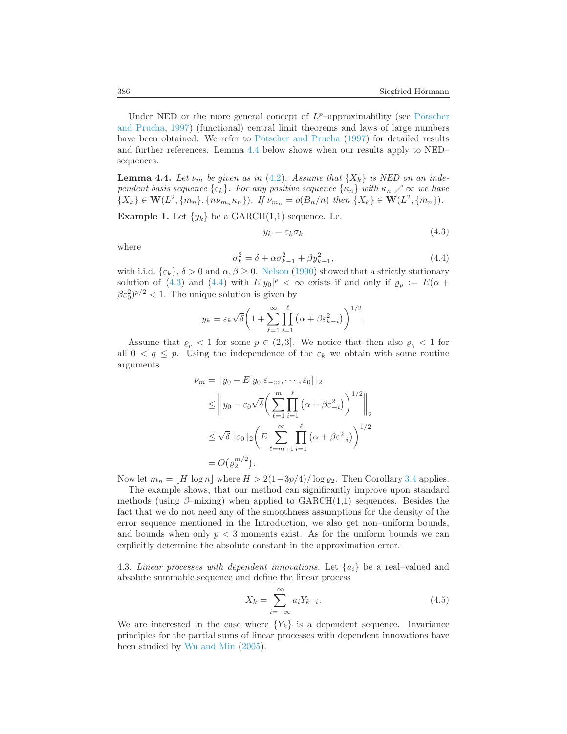Under NED or the more general concept of $L^p$–approximability (see Pötscher and Prucha, 1997) (functional) central limit theorems and laws of large numbers have been obtained. We refer to Pötscher and Prucha (1997) for detailed results and further references. Lemma 4.4 below shows when our results apply to NED–sequences.

**Lemma 4.4.** *Let $\nu_m$ be given as in (4.2). Assume that $\{X_k\}$ is NED on an independent basis sequence $\{\varepsilon_k\}$. For any positive sequence $\{\kappa_n\}$ with $\kappa_n \nearrow \infty$ we have $\{X_k\} \in \mathbf{W}(L^2, \{m_n\}, \{n\nu_{m_n}\kappa_n\})$. If $\nu_{m_n} = o(B_n/n)$ then $\{X_k\} \in \mathbf{W}(L^2, \{m_n\})$.*

**Example 1.** Let $\{y_k\}$ be a GARCH(1,1) sequence. I.e.

$$y_k = \varepsilon_k \sigma_k \tag{4.3}$$

where

$$\sigma_k^2 = \delta + \alpha\sigma_{k-1}^2 + \beta y_{k-1}^2, \tag{4.4}$$

with i.i.d. $\{\varepsilon_k\}$, $\delta > 0$ and $\alpha, \beta \geq 0$. Nelson (1990) showed that a strictly stationary solution of (4.3) and (4.4) with $E|y_0|^p < \infty$ exists if and only if $\varrho_p := E(\alpha + \beta\varepsilon_0^2)^{p/2} < 1$. The unique solution is given by

$$y_k = \varepsilon_k \sqrt{\delta}\bigg(1 + \sum_{\ell=1}^{\infty}\prod_{i=1}^{\ell}\big(\alpha + \beta\varepsilon_{k-i}^2\big)\bigg)^{1/2}.$$

Assume that $\varrho_p < 1$ for some $p \in (2,3]$. We notice that then also $\varrho_q < 1$ for all $0 < q \leq p$. Using the independence of the $\varepsilon_k$ we obtain with some routine arguments

$$\begin{aligned}
\nu_m &= \|y_0 - E[y_0|\varepsilon_{-m}, \cdots, \varepsilon_0]\|_2 \\
&\leq \bigg\| y_0 - \varepsilon_0\sqrt{\delta}\bigg(\sum_{\ell=1}^{m}\prod_{i=1}^{\ell}\big(\alpha + \beta\varepsilon_{-i}^2\big)\bigg)^{1/2}\bigg\|_2 \\
&\leq \sqrt{\delta}\,\|\varepsilon_0\|_2\bigg(E\sum_{\ell=m+1}^{\infty}\prod_{i=1}^{\ell}\big(\alpha + \beta\varepsilon_{-i}^2\big)\bigg)^{1/2} \\
&= O\big(\varrho_2^{m/2}\big).
\end{aligned}$$

Now let $m_n = \lfloor H \log n \rfloor$ where $H > 2(1 - 3p/4)/\log \varrho_2$. Then Corollary 3.4 applies.

The example shows, that our method can significantly improve upon standard methods (using $\beta$–mixing) when applied to GARCH(1,1) sequences. Besides the fact that we do not need any of the smoothness assumptions for the density of the error sequence mentioned in the Introduction, we also get non–uniform bounds, and bounds when only $p < 3$ moments exist. As for the uniform bounds we can explicitly determine the absolute constant in the approximation error.

4.3. *Linear processes with dependent innovations.* Let $\{a_i\}$ be a real–valued and absolute summable sequence and define the linear process

$$X_k = \sum_{i=-\infty}^{\infty} a_i Y_{k-i}. \tag{4.5}$$

We are interested in the case where $\{Y_k\}$ is a dependent sequence. Invariance principles for the partial sums of linear processes with dependent innovations have been studied by Wu and Min (2005).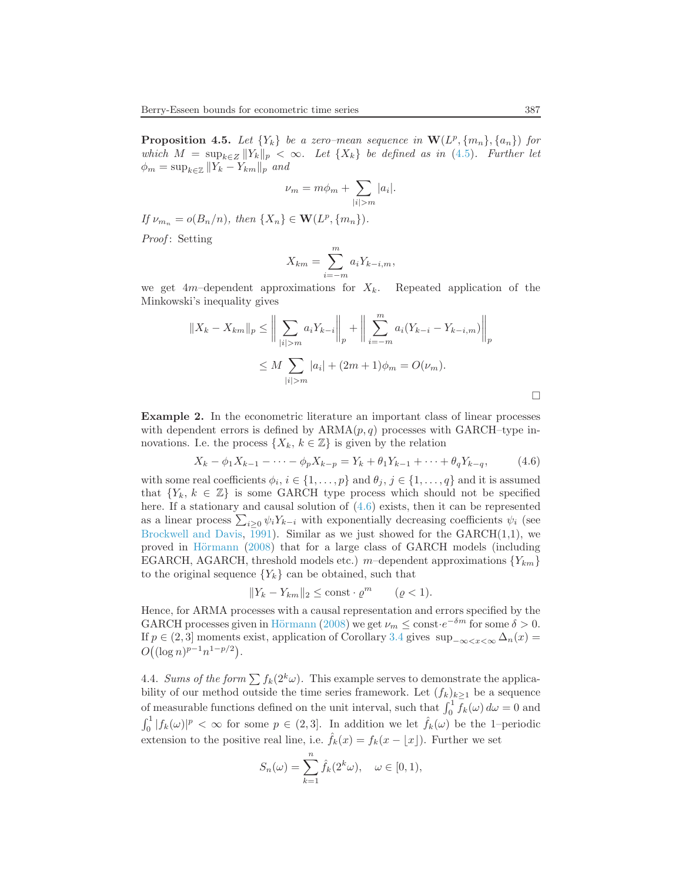**Proposition 4.5.** *Let* $\{Y_k\}$ *be a zero–mean sequence in* $\mathbf{W}(L^p, \{m_n\}, \{a_n\})$ *for which* $M = \sup_{k \in Z} \|Y_k\|_p < \infty$. *Let* $\{X_k\}$ *be defined as in* (4.5). *Further let* $\phi_m = \sup_{k \in \mathbb{Z}} \|Y_k - Y_{km}\|_p$ *and*

$$\nu_m = m\phi_m + \sum_{|i|>m} |a_i|.$$

*If* $\nu_{m_n} = o(B_n/n)$, *then* $\{X_n\} \in \mathbf{W}(L^p, \{m_n\})$.

*Proof*: Setting

$$X_{km} = \sum_{i=-m}^{m} a_i Y_{k-i,m},$$

we get $4m$–dependent approximations for $X_k$. Repeated application of the Minkowski's inequality gives

$$\begin{aligned}
\|X_k - X_{km}\|_p &\leq \left\| \sum_{|i|>m} a_i Y_{k-i} \right\|_p + \left\| \sum_{i=-m}^{m} a_i (Y_{k-i} - Y_{k-i,m}) \right\|_p \\
&\leq M \sum_{|i|>m} |a_i| + (2m+1)\phi_m = O(\nu_m).
\end{aligned}$$

□

**Example 2.** In the econometric literature an important class of linear processes with dependent errors is defined by ARMA$(p, q)$ processes with GARCH–type innovations. I.e. the process $\{X_k,\, k \in \mathbb{Z}\}$ is given by the relation

$$X_k - \phi_1 X_{k-1} - \cdots - \phi_p X_{k-p} = Y_k + \theta_1 Y_{k-1} + \cdots + \theta_q Y_{k-q}, \tag{4.6}$$

with some real coefficients $\phi_i$, $i \in \{1, \ldots, p\}$ and $\theta_j$, $j \in \{1, \ldots, q\}$ and it is assumed that $\{Y_k,\, k \in \mathbb{Z}\}$ is some GARCH type process which should not be specified here. If a stationary and causal solution of (4.6) exists, then it can be represented as a linear process $\sum_{i \geq 0} \psi_i Y_{k-i}$ with exponentially decreasing coefficients $\psi_i$ (see Brockwell and Davis, 1991). Similar as we just showed for the GARCH(1,1), we proved in Hörmann (2008) that for a large class of GARCH models (including EGARCH, AGARCH, threshold models etc.) $m$–dependent approximations $\{Y_{km}\}$ to the original sequence $\{Y_k\}$ can be obtained, such that

$$\|Y_k - Y_{km}\|_2 \leq \text{const} \cdot \varrho^m \qquad (\varrho < 1).$$

Hence, for ARMA processes with a causal representation and errors specified by the GARCH processes given in Hörmann (2008) we get $\nu_m \leq \text{const} \cdot e^{-\delta m}$ for some $\delta > 0$. If $p \in (2, 3]$ moments exist, application of Corollary 3.4 gives $\sup_{-\infty < x < \infty} \Delta_n(x) = O\big((\log n)^{p-1} n^{1-p/2}\big)$.

4.4. *Sums of the form* $\sum f_k(2^k \omega)$. This example serves to demonstrate the applicability of our method outside the time series framework. Let $(f_k)_{k \geq 1}$ be a sequence of measurable functions defined on the unit interval, such that $\int_0^1 f_k(\omega)\, d\omega = 0$ and $\int_0^1 |f_k(\omega)|^p < \infty$ for some $p \in (2, 3]$. In addition we let $\hat{f}_k(\omega)$ be the 1–periodic extension to the positive real line, i.e. $\hat{f}_k(x) = f_k(x - \lfloor x \rfloor)$. Further we set

$$S_n(\omega) = \sum_{k=1}^{n} \hat{f}_k(2^k \omega), \quad \omega \in [0, 1),$$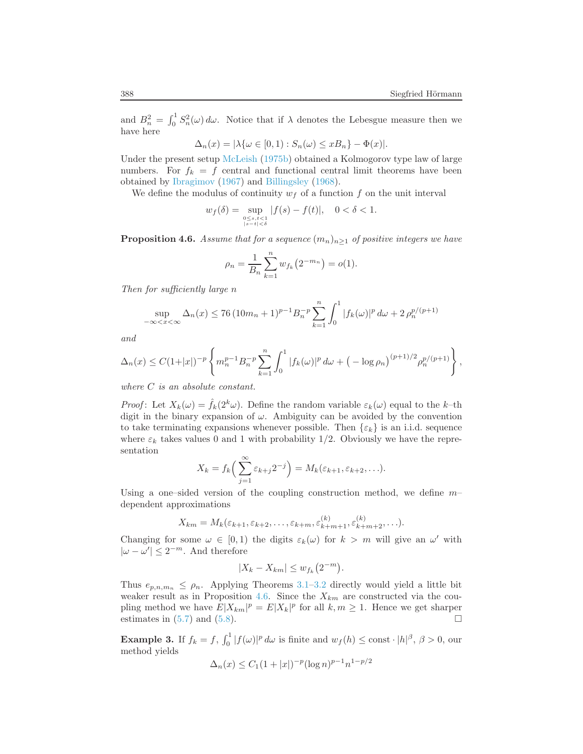and $B_n^2 = \int_0^1 S_n^2(\omega)\,d\omega$. Notice that if $\lambda$ denotes the Lebesgue measure then we have here

$$\Delta_n(x) = |\lambda\{\omega \in [0,1) : S_n(\omega) \le xB_n\} - \Phi(x)|.$$

Under the present setup McLeish (1975b) obtained a Kolmogorov type law of large numbers. For $f_k = f$ central and functional central limit theorems have been obtained by Ibragimov (1967) and Billingsley (1968).

We define the modulus of continuity $w_f$ of a function $f$ on the unit interval

$$w_f(\delta) = \sup_{\substack{0\le s,t<1\\ |s-t|<\delta}} |f(s) - f(t)|, \quad 0 < \delta < 1.$$

**Proposition 4.6.** *Assume that for a sequence $(m_n)_{n\ge1}$ of positive integers we have*

$$\rho_n = \frac{1}{B_n}\sum_{k=1}^n w_{f_k}\big(2^{-m_n}\big) = o(1).$$

*Then for sufficiently large $n$*

$$\sup_{-\infty<x<\infty} \Delta_n(x) \le 76\,(10m_n+1)^{p-1}B_n^{-p}\sum_{k=1}^n\int_0^1 |f_k(\omega)|^p\,d\omega + 2\,\rho_n^{p/(p+1)}$$

*and*

$$\Delta_n(x) \le C(1+|x|)^{-p}\left\{m_n^{p-1}B_n^{-p}\sum_{k=1}^n\int_0^1 |f_k(\omega)|^p\,d\omega + \big(-\log\rho_n\big)^{(p+1)/2}\rho_n^{p/(p+1)}\right\},$$

*where $C$ is an absolute constant.*

*Proof*: Let $X_k(\omega) = \hat{f}_k(2^k\omega)$. Define the random variable $\varepsilon_k(\omega)$ equal to the $k$–th digit in the binary expansion of $\omega$. Ambiguity can be avoided by the convention to take terminating expansions whenever possible. Then $\{\varepsilon_k\}$ is an i.i.d. sequence where $\varepsilon_k$ takes values 0 and 1 with probability 1/2. Obviously we have the representation

$$X_k = f_k\Big(\sum_{j=1}^\infty \varepsilon_{k+j}2^{-j}\Big) = M_k(\varepsilon_{k+1}, \varepsilon_{k+2}, \ldots).$$

Using a one–sided version of the coupling construction method, we define $m$–dependent approximations

$$X_{km} = M_k(\varepsilon_{k+1}, \varepsilon_{k+2}, \ldots, \varepsilon_{k+m}, \varepsilon_{k+m+1}^{(k)}, \varepsilon_{k+m+2}^{(k)}, \ldots).$$

Changing for some $\omega \in [0,1)$ the digits $\varepsilon_k(\omega)$ for $k > m$ will give an $\omega'$ with $|\omega - \omega'| \le 2^{-m}$. And therefore

$$|X_k - X_{km}| \le w_{f_k}\big(2^{-m}\big).$$

Thus $e_{p,n,m_n} \le \rho_n$. Applying Theorems 3.1–3.2 directly would yield a little bit weaker result as in Proposition 4.6. Since the $X_{km}$ are constructed via the coupling method we have $E|X_{km}|^p = E|X_k|^p$ for all $k, m \ge 1$. Hence we get sharper estimates in (5.7) and (5.8). □

**Example 3.** If $f_k = f$, $\int_0^1 |f(\omega)|^p\,d\omega$ is finite and $w_f(h) \le \text{const}\cdot|h|^\beta$, $\beta > 0$, our method yields

$$\Delta_n(x) \le C_1(1+|x|)^{-p}(\log n)^{p-1}n^{1-p/2}$$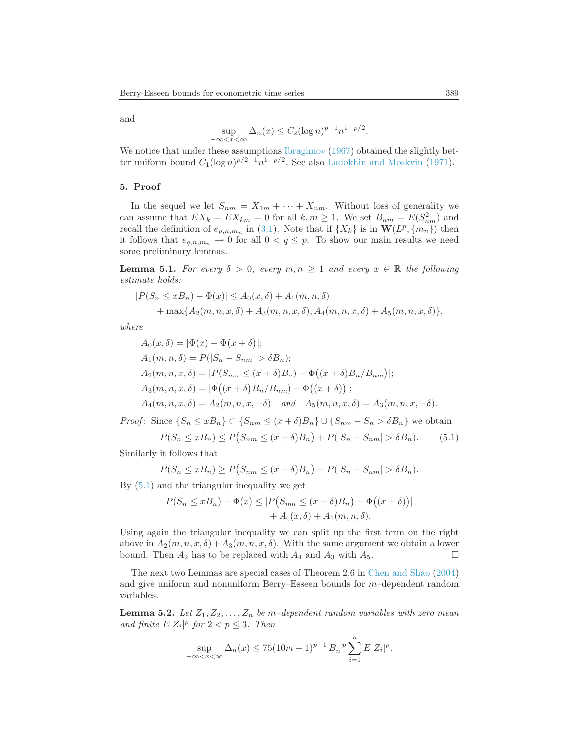and

$$\sup_{-\infty<x<\infty} \Delta_n(x) \le C_2(\log n)^{p-1} n^{1-p/2}.$$

We notice that under these assumptions Ibragimov (1967) obtained the slightly better uniform bound $C_1(\log n)^{p/2-1} n^{1-p/2}$. See also Ladokhin and Moskvin (1971).

## 5. Proof

In the sequel we let $S_{nm} = X_{1m} + \cdots + X_{nm}$. Without loss of generality we can assume that $EX_k = EX_{km} = 0$ for all $k, m \ge 1$. We set $B_{nm} = E(S_{nm}^2)$ and recall the definition of $e_{p,n,m_n}$ in (3.1). Note that if $\{X_k\}$ is in $\mathbf{W}(L^p, \{m_n\})$ then it follows that $e_{q,n,m_n} \to 0$ for all $0 < q \le p$. To show our main results we need some preliminary lemmas.

**Lemma 5.1.** *For every $\delta > 0$, every $m, n \ge 1$ and every $x \in \mathbb{R}$ the following estimate holds:*

$$\begin{aligned} |P(S_n \le xB_n) - \Phi(x)| &\le A_0(x,\delta) + A_1(m,n,\delta) \\ &\quad + \max\{A_2(m,n,x,\delta) + A_3(m,n,x,\delta), A_4(m,n,x,\delta) + A_5(m,n,x,\delta)\}, \end{aligned}$$

*where*

$$\begin{aligned} &A_0(x,\delta) = |\Phi(x) - \Phi(x+\delta)|; \\ &A_1(m,n,\delta) = P(|S_n - S_{nm}| > \delta B_n); \\ &A_2(m,n,x,\delta) = |P(S_{nm} \le (x+\delta)B_n) - \Phi\big((x+\delta)B_n/B_{nm}\big)|; \\ &A_3(m,n,x,\delta) = |\Phi\big((x+\delta)B_n/B_{nm}\big) - \Phi\big((x+\delta)\big)|; \\ &A_4(m,n,x,\delta) = A_2(m,n,x,-\delta) \quad \textit{and} \quad A_5(m,n,x,\delta) = A_3(m,n,x,-\delta). \end{aligned}$$

*Proof*: Since $\{S_n \le xB_n\} \subset \{S_{nm} \le (x+\delta)B_n\} \cup \{S_{nm} - S_n > \delta B_n\}$ we obtain

$$P(S_n \le xB_n) \le P\big(S_{nm} \le (x+\delta)B_n\big) + P(|S_n - S_{nm}| > \delta B_n). \tag{5.1}$$

Similarly it follows that

$$P(S_n \le xB_n) \ge P\big(S_{nm} \le (x-\delta)B_n\big) - P(|S_n - S_{nm}| > \delta B_n).$$

By (5.1) and the triangular inequality we get

$$\begin{aligned} P(S_n \le xB_n) - \Phi(x) &\le |P\big(S_{nm} \le (x+\delta)B_n\big) - \Phi\big((x+\delta)\big)| \\ &\quad + A_0(x,\delta) + A_1(m,n,\delta). \end{aligned}$$

Using again the triangular inequality we can split up the first term on the right above in $A_2(m,n,x,\delta) + A_3(m,n,x,\delta)$. With the same argument we obtain a lower bound. Then $A_2$ has to be replaced with $A_4$ and $A_3$ with $A_5$. □

The next two Lemmas are special cases of Theorem 2.6 in Chen and Shao (2004) and give uniform and nonuniform Berry–Esseen bounds for $m$–dependent random variables.

**Lemma 5.2.** *Let $Z_1, Z_2, \ldots, Z_n$ be $m$–dependent random variables with zero mean and finite $E|Z_i|^p$ for $2 < p \le 3$. Then*

$$\sup_{-\infty<x<\infty} \Delta_n(x) \le 75(10m+1)^{p-1} B_n^{-p} \sum_{i=1}^{n} E|Z_i|^p.$$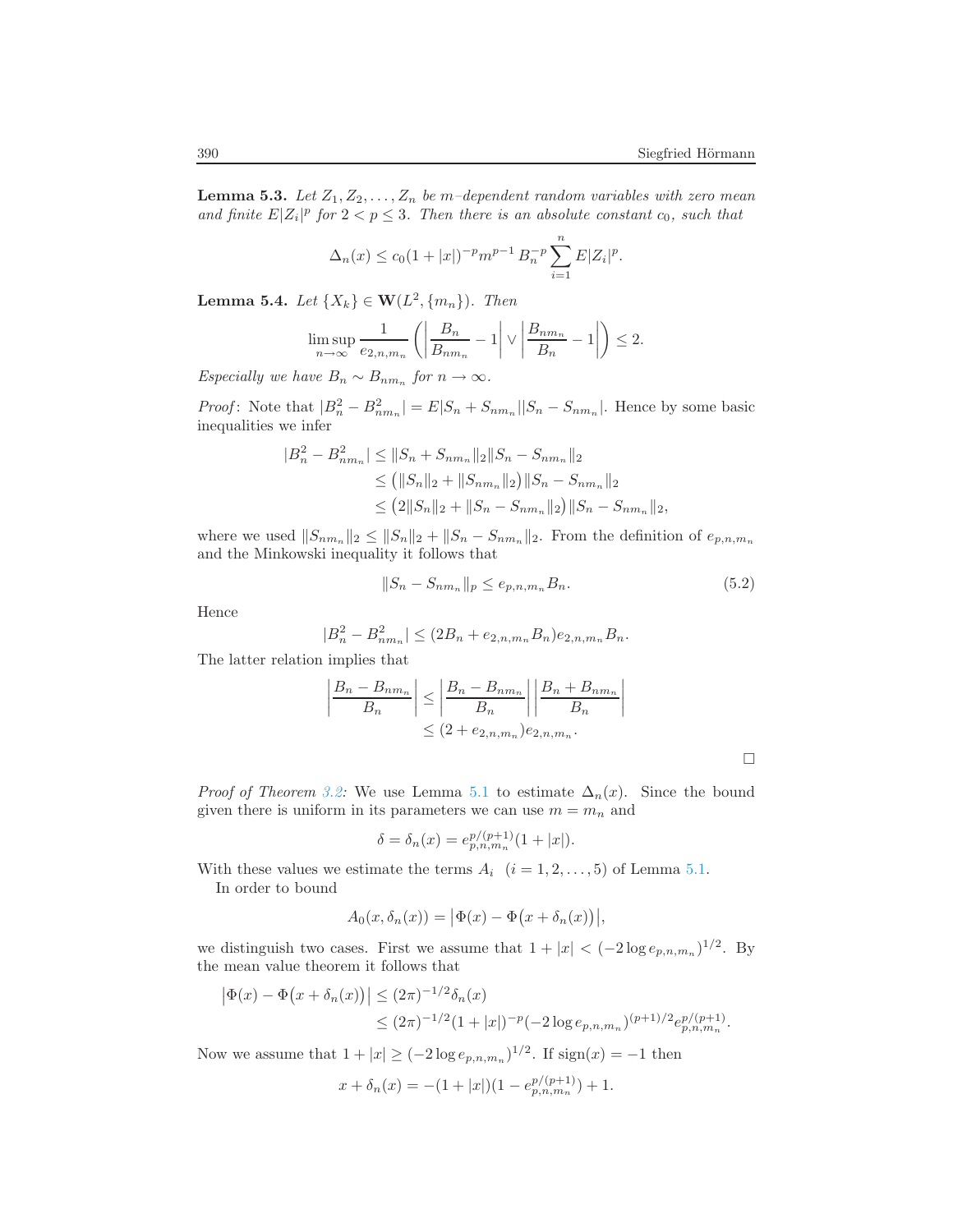**Lemma 5.3.** *Let $Z_1, Z_2, \ldots, Z_n$ be $m$–dependent random variables with zero mean and finite $E|Z_i|^p$ for $2 < p \leq 3$. Then there is an absolute constant $c_0$, such that*

$$\Delta_n(x) \leq c_0(1+|x|)^{-p} m^{p-1}\, B_n^{-p} \sum_{i=1}^{n} E|Z_i|^p.$$

**Lemma 5.4.** *Let $\{X_k\} \in \mathbf{W}(L^2, \{m_n\})$. Then*

$$\limsup_{n\to\infty} \frac{1}{e_{2,n,m_n}} \left( \left| \frac{B_n}{B_{nm_n}} - 1 \right| \vee \left| \frac{B_{nm_n}}{B_n} - 1 \right| \right) \leq 2.$$

*Especially we have $B_n \sim B_{nm_n}$ for $n \to \infty$.*

*Proof*: Note that $|B_n^2 - B_{nm_n}^2| = E|S_n + S_{nm_n}||S_n - S_{nm_n}|$. Hence by some basic inequalities we infer

$$\begin{aligned}
|B_n^2 - B_{nm_n}^2| &\leq \|S_n + S_{nm_n}\|_2 \|S_n - S_{nm_n}\|_2 \\
&\leq \big(\|S_n\|_2 + \|S_{nm_n}\|_2\big)\|S_n - S_{nm_n}\|_2 \\
&\leq \big(2\|S_n\|_2 + \|S_n - S_{nm_n}\|_2\big)\|S_n - S_{nm_n}\|_2,
\end{aligned}$$

where we used $\|S_{nm_n}\|_2 \leq \|S_n\|_2 + \|S_n - S_{nm_n}\|_2$. From the definition of $e_{p,n,m_n}$ and the Minkowski inequality it follows that

$$\|S_n - S_{nm_n}\|_p \leq e_{p,n,m_n} B_n. \tag{5.2}$$

Hence

$$|B_n^2 - B_{nm_n}^2| \leq (2B_n + e_{2,n,m_n}B_n)e_{2,n,m_n}B_n.$$

The latter relation implies that

$$\begin{aligned}
\left|\frac{B_n - B_{nm_n}}{B_n}\right| &\leq \left|\frac{B_n - B_{nm_n}}{B_n}\right| \left|\frac{B_n + B_{nm_n}}{B_n}\right| \\
&\leq (2 + e_{2,n,m_n})e_{2,n,m_n}.
\end{aligned}$$

□

*Proof of Theorem 3.2:* We use Lemma 5.1 to estimate $\Delta_n(x)$. Since the bound given there is uniform in its parameters we can use $m = m_n$ and

$$\delta = \delta_n(x) = e_{p,n,m_n}^{p/(p+1)}(1+|x|).$$

With these values we estimate the terms $A_i \ \ (i = 1, 2, \ldots, 5)$ of Lemma 5.1.

In order to bound

$$A_0(x, \delta_n(x)) = \big|\Phi(x) - \Phi\big(x + \delta_n(x)\big)\big|,$$

we distinguish two cases. First we assume that $1 + |x| < (-2\log e_{p,n,m_n})^{1/2}$. By the mean value theorem it follows that

$$\begin{aligned}
\big|\Phi(x) - \Phi\big(x + \delta_n(x)\big)\big| &\leq (2\pi)^{-1/2}\delta_n(x) \\
&\leq (2\pi)^{-1/2}(1+|x|)^{-p}(-2\log e_{p,n,m_n})^{(p+1)/2} e_{p,n,m_n}^{p/(p+1)}.
\end{aligned}$$

Now we assume that $1 + |x| \geq (-2\log e_{p,n,m_n})^{1/2}$. If $\operatorname{sign}(x) = -1$ then

$$x + \delta_n(x) = -(1+|x|)(1 - e_{p,n,m_n}^{p/(p+1)}) + 1.$$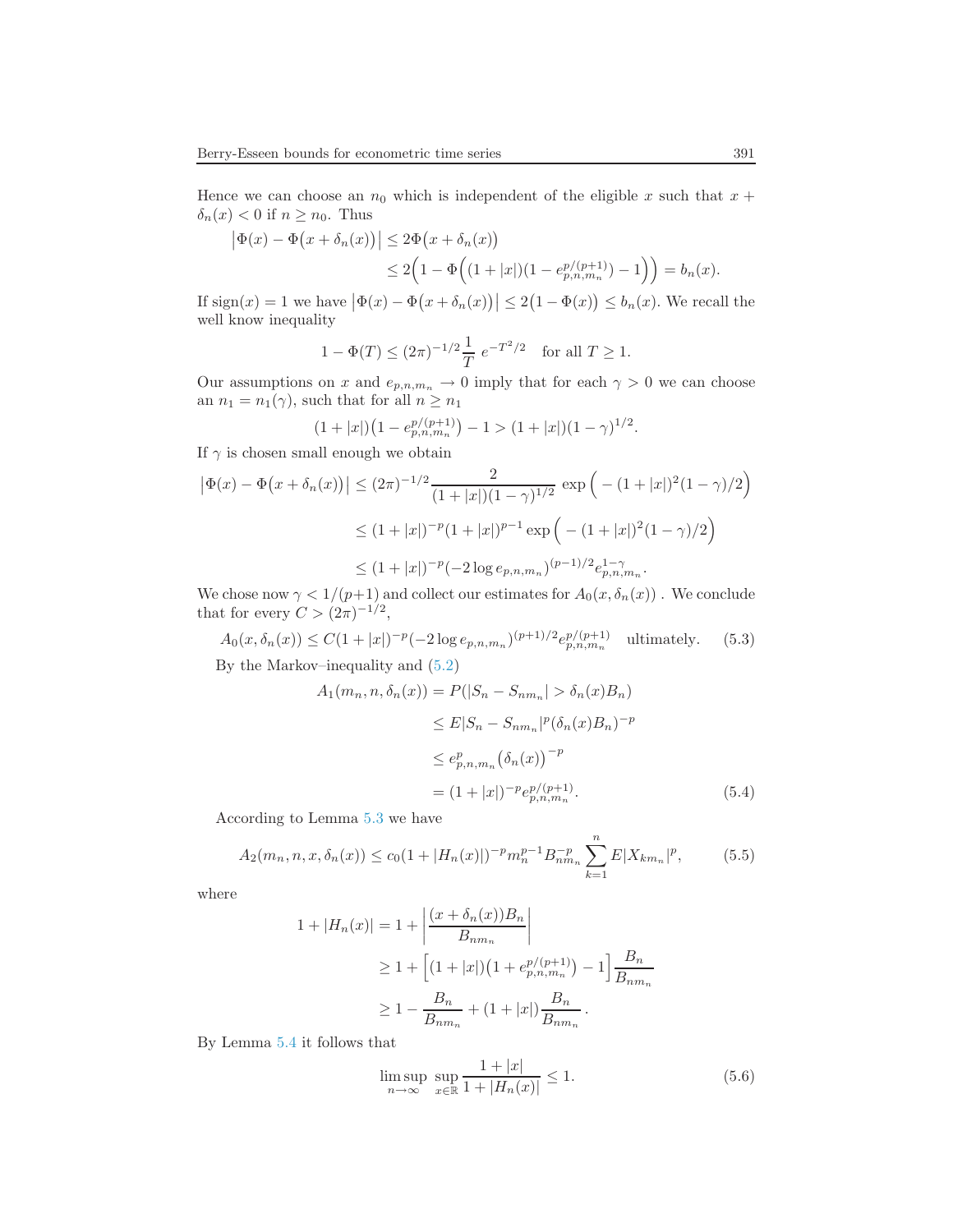Hence we can choose an $n_0$ which is independent of the eligible $x$ such that $x + \delta_n(x) < 0$ if $n \geq n_0$. Thus

$$
\begin{aligned}
\big|\Phi(x) - \Phi\big(x + \delta_n(x)\big)\big| &\leq 2\Phi\big(x + \delta_n(x)\big) \\
&\leq 2\Big(1 - \Phi\Big((1+|x|)(1 - e_{p,n,m_n}^{p/(p+1)}) - 1\Big)\Big) = b_n(x).
\end{aligned}
$$

If $\operatorname{sign}(x) = 1$ we have $\big|\Phi(x) - \Phi\big(x + \delta_n(x)\big)\big| \leq 2\big(1 - \Phi(x)\big) \leq b_n(x)$. We recall the well know inequality

$$
1 - \Phi(T) \leq (2\pi)^{-1/2} \frac{1}{T}\, e^{-T^2/2} \quad \text{for all } T \geq 1.
$$

Our assumptions on $x$ and $e_{p,n,m_n} \to 0$ imply that for each $\gamma > 0$ we can choose an $n_1 = n_1(\gamma)$, such that for all $n \geq n_1$

$$
(1+|x|)\big(1 - e_{p,n,m_n}^{p/(p+1)}\big) - 1 > (1+|x|)(1-\gamma)^{1/2}.
$$

If $\gamma$ is chosen small enough we obtain

$$
\begin{aligned}
\big|\Phi(x) - \Phi\big(x + \delta_n(x)\big)\big| &\leq (2\pi)^{-1/2} \frac{2}{(1+|x|)(1-\gamma)^{1/2}} \exp\Big(-(1+|x|)^2(1-\gamma)/2\Big) \\
&\leq (1+|x|)^{-p}(1+|x|)^{p-1} \exp\Big(-(1+|x|)^2(1-\gamma)/2\Big) \\
&\leq (1+|x|)^{-p}(-2\log e_{p,n,m_n})^{(p-1)/2} e_{p,n,m_n}^{1-\gamma}.
\end{aligned}
$$

We chose now $\gamma < 1/(p+1)$ and collect our estimates for $A_0(x, \delta_n(x))$ . We conclude that for every $C > (2\pi)^{-1/2}$,

$$
A_0(x, \delta_n(x)) \leq C(1+|x|)^{-p}(-2\log e_{p,n,m_n})^{(p+1)/2} e_{p,n,m_n}^{p/(p+1)} \quad \text{ultimately.} \tag{5.3}
$$

By the Markov–inequality and (5.2)

$$
\begin{aligned}
A_1(m_n, n, \delta_n(x)) &= P(|S_n - S_{nm_n}| > \delta_n(x) B_n) \\
&\leq E|S_n - S_{nm_n}|^p (\delta_n(x) B_n)^{-p} \\
&\leq e_{p,n,m_n}^p \big(\delta_n(x)\big)^{-p} \\
&= (1+|x|)^{-p} e_{p,n,m_n}^{p/(p+1)}.
\end{aligned} \tag{5.4}
$$

According to Lemma 5.3 we have

$$
A_2(m_n, n, x, \delta_n(x)) \leq c_0(1 + |H_n(x)|)^{-p} m_n^{p-1} B_{nm_n}^{-p} \sum_{k=1}^{n} E|X_{km_n}|^p, \tag{5.5}
$$

where

$$
\begin{aligned}
1 + |H_n(x)| &= 1 + \left|\frac{(x + \delta_n(x))B_n}{B_{nm_n}}\right| \\
&\geq 1 + \Big[(1+|x|)\big(1 + e_{p,n,m_n}^{p/(p+1)}\big) - 1\Big] \frac{B_n}{B_{nm_n}} \\
&\geq 1 - \frac{B_n}{B_{nm_n}} + (1+|x|)\frac{B_n}{B_{nm_n}}\,.
\end{aligned}
$$

By Lemma 5.4 it follows that

$$
\limsup_{n\to\infty} \sup_{x\in\mathbb{R}} \frac{1+|x|}{1+|H_n(x)|} \leq 1. \tag{5.6}
$$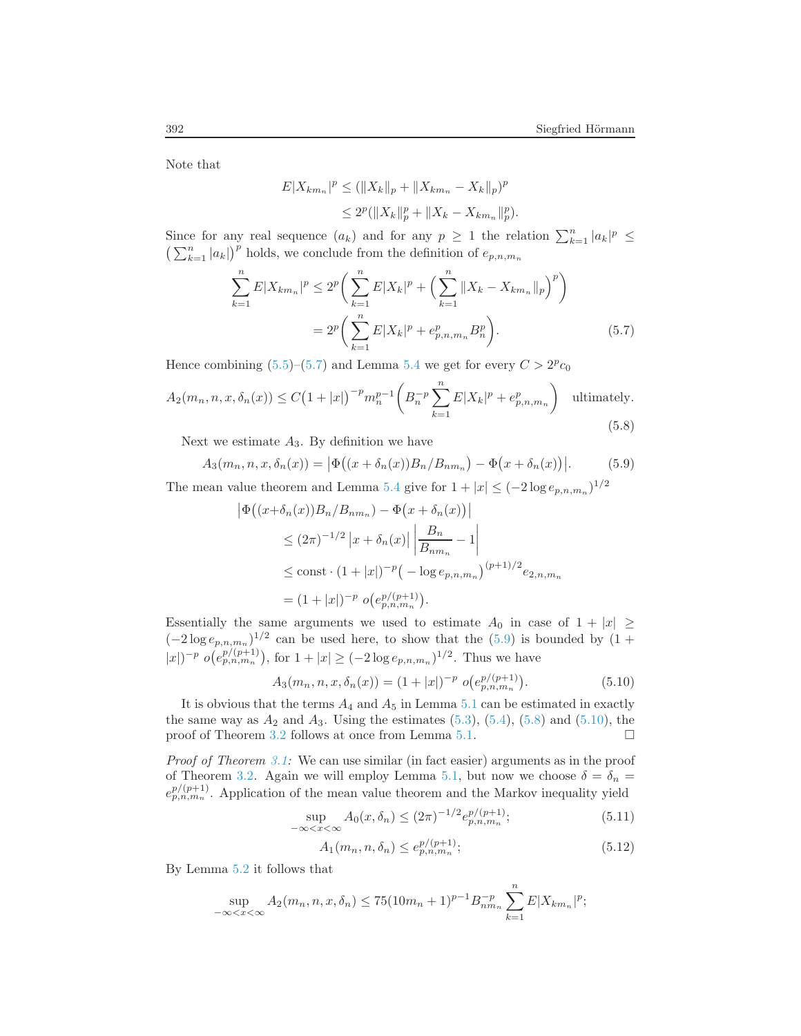Note that

$$
\begin{aligned}
E|X_{km_n}|^p &\le (\|X_k\|_p + \|X_{km_n} - X_k\|_p)^p \\
&\le 2^p(\|X_k\|_p^p + \|X_k - X_{km_n}\|_p^p).
\end{aligned}
$$

Since for any real sequence $(a_k)$ and for any $p \ge 1$ the relation $\sum_{k=1}^n |a_k|^p \le \big(\sum_{k=1}^n |a_k|\big)^p$ holds, we conclude from the definition of $e_{p,n,m_n}$

$$
\begin{aligned}
\sum_{k=1}^n E|X_{km_n}|^p &\le 2^p\bigg(\sum_{k=1}^n E|X_k|^p + \Big(\sum_{k=1}^n \|X_k - X_{km_n}\|_p\Big)^p\bigg) \\
&= 2^p\bigg(\sum_{k=1}^n E|X_k|^p + e_{p,n,m_n}^p B_n^p\bigg). \qquad (5.7)
\end{aligned}
$$

Hence combining (5.5)–(5.7) and Lemma 5.4 we get for every $C > 2^p c_0$

$$
A_2(m_n, n, x, \delta_n(x)) \le C\big(1+|x|\big)^{-p} m_n^{p-1}\bigg(B_n^{-p}\sum_{k=1}^n E|X_k|^p + e_{p,n,m_n}^p\bigg) \quad \text{ultimately.} \qquad (5.8)
$$

Next we estimate $A_3$. By definition we have

$$
A_3(m_n, n, x, \delta_n(x)) = \big|\Phi\big((x+\delta_n(x))B_n/B_{nm_n}\big) - \Phi\big(x+\delta_n(x)\big)\big|. \qquad (5.9)
$$

The mean value theorem and Lemma 5.4 give for $1+|x| \le (-2\log e_{p,n,m_n})^{1/2}$

$$
\begin{aligned}
\big|\Phi\big((x&+\delta_n(x))B_n/B_{nm_n}\big) - \Phi\big(x+\delta_n(x)\big)\big| \\
&\le (2\pi)^{-1/2}\left|x+\delta_n(x)\right|\left|\frac{B_n}{B_{nm_n}} - 1\right| \\
&\le \text{const}\cdot(1+|x|)^{-p}\big(-\log e_{p,n,m_n}\big)^{(p+1)/2} e_{2,n,m_n} \\
&= (1+|x|)^{-p}\ o\big(e_{p,n,m_n}^{p/(p+1)}\big).
\end{aligned}
$$

Essentially the same arguments we used to estimate $A_0$ in case of $1+|x| \ge (-2\log e_{p,n,m_n})^{1/2}$ can be used here, to show that the (5.9) is bounded by $(1+|x|)^{-p}\ o\big(e_{p,n,m_n}^{p/(p+1)}\big)$, for $1+|x| \ge (-2\log e_{p,n,m_n})^{1/2}$. Thus we have

$$
A_3(m_n, n, x, \delta_n(x)) = (1+|x|)^{-p}\ o\big(e_{p,n,m_n}^{p/(p+1)}\big). \qquad (5.10)
$$

It is obvious that the terms $A_4$ and $A_5$ in Lemma 5.1 can be estimated in exactly the same way as $A_2$ and $A_3$. Using the estimates (5.3), (5.4), (5.8) and (5.10), the proof of Theorem 3.2 follows at once from Lemma 5.1. □

*Proof of Theorem 3.1:* We can use similar (in fact easier) arguments as in the proof of Theorem 3.2. Again we will employ Lemma 5.1, but now we choose $\delta = \delta_n = e_{p,n,m_n}^{p/(p+1)}$. Application of the mean value theorem and the Markov inequality yield

$$
\sup_{-\infty<x<\infty} A_0(x, \delta_n) \le (2\pi)^{-1/2} e_{p,n,m_n}^{p/(p+1)}; \qquad (5.11)
$$

$$
A_1(m_n, n, \delta_n) \le e_{p,n,m_n}^{p/(p+1)}; \qquad (5.12)
$$

By Lemma 5.2 it follows that

$$
\sup_{-\infty<x<\infty} A_2(m_n, n, x, \delta_n) \le 75(10m_n+1)^{p-1} B_{nm_n}^{-p} \sum_{k=1}^n E|X_{km_n}|^p;
$$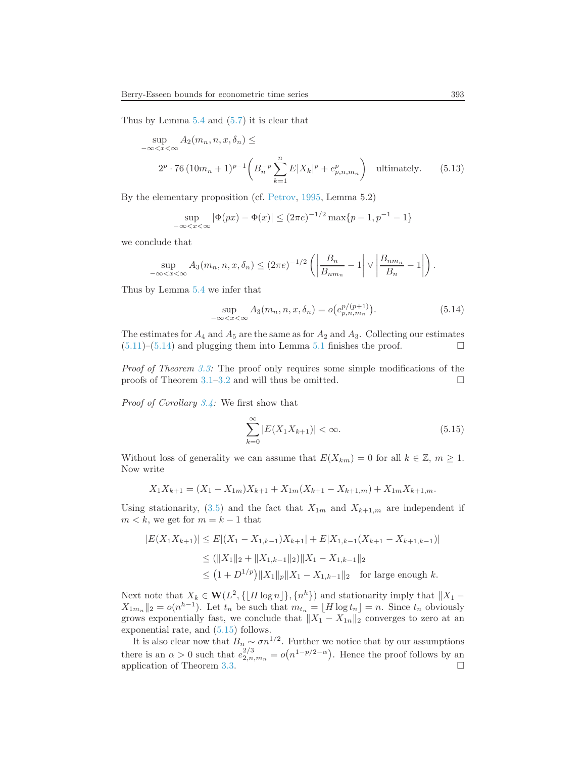Thus by Lemma 5.4 and (5.7) it is clear that

$$\sup_{-\infty<x<\infty} A_2(m_n, n, x, \delta_n) \leq$$
$$2^p \cdot 76\,(10m_n+1)^{p-1}\left(B_n^{-p}\sum_{k=1}^{n} E|X_k|^p + e_{p,n,m_n}^p\right) \quad \text{ultimately.} \tag{5.13}$$

By the elementary proposition (cf. Petrov, 1995, Lemma 5.2)

$$\sup_{-\infty<x<\infty} |\Phi(px) - \Phi(x)| \leq (2\pi e)^{-1/2}\max\{p-1, p^{-1}-1\}$$

we conclude that

$$\sup_{-\infty<x<\infty} A_3(m_n, n, x, \delta_n) \leq (2\pi e)^{-1/2}\left(\left|\frac{B_n}{B_{nm_n}} - 1\right| \vee \left|\frac{B_{nm_n}}{B_n} - 1\right|\right).$$

Thus by Lemma 5.4 we infer that

$$\sup_{-\infty<x<\infty} A_3(m_n, n, x, \delta_n) = o\big(e_{p,n,m_n}^{p/(p+1)}\big). \tag{5.14}$$

The estimates for $A_4$ and $A_5$ are the same as for $A_2$ and $A_3$. Collecting our estimates (5.11)–(5.14) and plugging them into Lemma 5.1 finishes the proof. □

*Proof of Theorem 3.3:* The proof only requires some simple modifications of the proofs of Theorem 3.1–3.2 and will thus be omitted. □

*Proof of Corollary 3.4:* We first show that

$$\sum_{k=0}^{\infty} |E(X_1 X_{k+1})| < \infty. \tag{5.15}$$

Without loss of generality we can assume that $E(X_{km}) = 0$ for all $k \in \mathbb{Z}$, $m \geq 1$. Now write

$$X_1 X_{k+1} = (X_1 - X_{1m})X_{k+1} + X_{1m}(X_{k+1} - X_{k+1,m}) + X_{1m}X_{k+1,m}.$$

Using stationarity, (3.5) and the fact that $X_{1m}$ and $X_{k+1,m}$ are independent if $m < k$, we get for $m = k-1$ that

$$\begin{aligned}
|E(X_1 X_{k+1})| &\leq E|(X_1 - X_{1,k-1})X_{k+1}| + E|X_{1,k-1}(X_{k+1} - X_{k+1,k-1})| \\
&\leq (\|X_1\|_2 + \|X_{1,k-1}\|_2)\|X_1 - X_{1,k-1}\|_2 \\
&\leq \big(1 + D^{1/p}\big)\|X_1\|_p \|X_1 - X_{1,k-1}\|_2 \quad \text{for large enough } k.
\end{aligned}$$

Next note that $X_k \in \mathbf{W}(L^2, \{\lfloor H \log n\rfloor\}, \{n^h\})$ and stationarity imply that $\|X_1 - X_{1m_n}\|_2 = o(n^{h-1})$. Let $t_n$ be such that $m_{t_n} = \lfloor H \log t_n \rfloor = n$. Since $t_n$ obviously grows exponentially fast, we conclude that $\|X_1 - X_{1n}\|_2$ converges to zero at an exponential rate, and (5.15) follows.

It is also clear now that $B_n \sim \sigma n^{1/2}$. Further we notice that by our assumptions there is an $\alpha > 0$ such that $e_{2,n,m_n}^{2/3} = o\big(n^{1-p/2-\alpha}\big)$. Hence the proof follows by an application of Theorem 3.3. □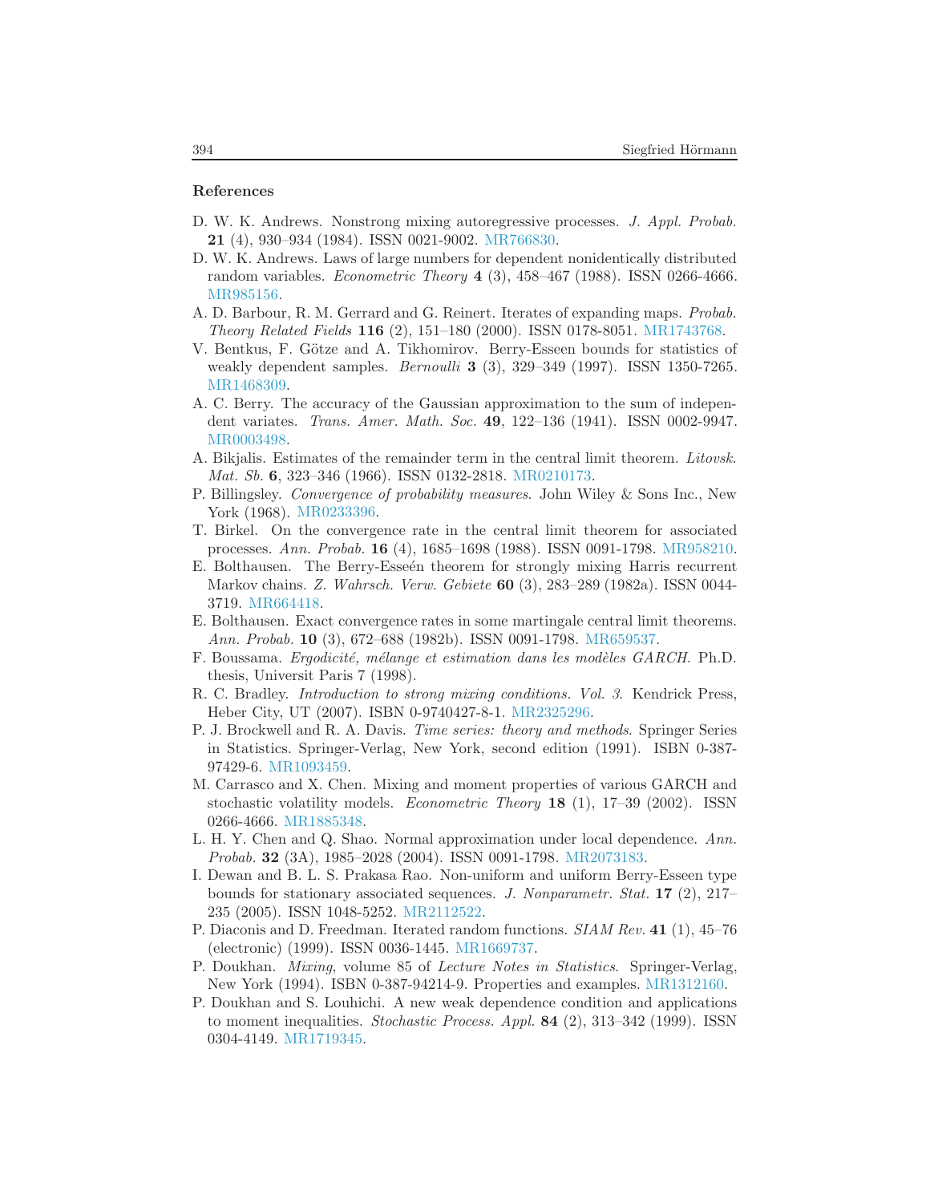### References

D. W. K. Andrews. Nonstrong mixing autoregressive processes. *J. Appl. Probab.* **21** (4), 930–934 (1984). ISSN 0021-9002. MR766830.

D. W. K. Andrews. Laws of large numbers for dependent nonidentically distributed random variables. *Econometric Theory* **4** (3), 458–467 (1988). ISSN 0266-4666. MR985156.

A. D. Barbour, R. M. Gerrard and G. Reinert. Iterates of expanding maps. *Probab. Theory Related Fields* **116** (2), 151–180 (2000). ISSN 0178-8051. MR1743768.

V. Bentkus, F. Götze and A. Tikhomirov. Berry-Esseen bounds for statistics of weakly dependent samples. *Bernoulli* **3** (3), 329–349 (1997). ISSN 1350-7265. MR1468309.

A. C. Berry. The accuracy of the Gaussian approximation to the sum of independent variates. *Trans. Amer. Math. Soc.* **49**, 122–136 (1941). ISSN 0002-9947. MR0003498.

A. Bikjalis. Estimates of the remainder term in the central limit theorem. *Litovsk. Mat. Sb.* **6**, 323–346 (1966). ISSN 0132-2818. MR0210173.

P. Billingsley. *Convergence of probability measures*. John Wiley & Sons Inc., New York (1968). MR0233396.

T. Birkel. On the convergence rate in the central limit theorem for associated processes. *Ann. Probab.* **16** (4), 1685–1698 (1988). ISSN 0091-1798. MR958210.

E. Bolthausen. The Berry-Esseén theorem for strongly mixing Harris recurrent Markov chains. *Z. Wahrsch. Verw. Gebiete* **60** (3), 283–289 (1982a). ISSN 0044-3719. MR664418.

E. Bolthausen. Exact convergence rates in some martingale central limit theorems. *Ann. Probab.* **10** (3), 672–688 (1982b). ISSN 0091-1798. MR659537.

F. Boussama. *Ergodicité, mélange et estimation dans les modèles GARCH*. Ph.D. thesis, Universit Paris 7 (1998).

R. C. Bradley. *Introduction to strong mixing conditions. Vol. 3*. Kendrick Press, Heber City, UT (2007). ISBN 0-9740427-8-1. MR2325296.

P. J. Brockwell and R. A. Davis. *Time series: theory and methods*. Springer Series in Statistics. Springer-Verlag, New York, second edition (1991). ISBN 0-387-97429-6. MR1093459.

M. Carrasco and X. Chen. Mixing and moment properties of various GARCH and stochastic volatility models. *Econometric Theory* **18** (1), 17–39 (2002). ISSN 0266-4666. MR1885348.

L. H. Y. Chen and Q. Shao. Normal approximation under local dependence. *Ann. Probab.* **32** (3A), 1985–2028 (2004). ISSN 0091-1798. MR2073183.

I. Dewan and B. L. S. Prakasa Rao. Non-uniform and uniform Berry-Esseen type bounds for stationary associated sequences. *J. Nonparametr. Stat.* **17** (2), 217–235 (2005). ISSN 1048-5252. MR2112522.

P. Diaconis and D. Freedman. Iterated random functions. *SIAM Rev.* **41** (1), 45–76 (electronic) (1999). ISSN 0036-1445. MR1669737.

P. Doukhan. *Mixing*, volume 85 of *Lecture Notes in Statistics*. Springer-Verlag, New York (1994). ISBN 0-387-94214-9. Properties and examples. MR1312160.

P. Doukhan and S. Louhichi. A new weak dependence condition and applications to moment inequalities. *Stochastic Process. Appl.* **84** (2), 313–342 (1999). ISSN 0304-4149. MR1719345.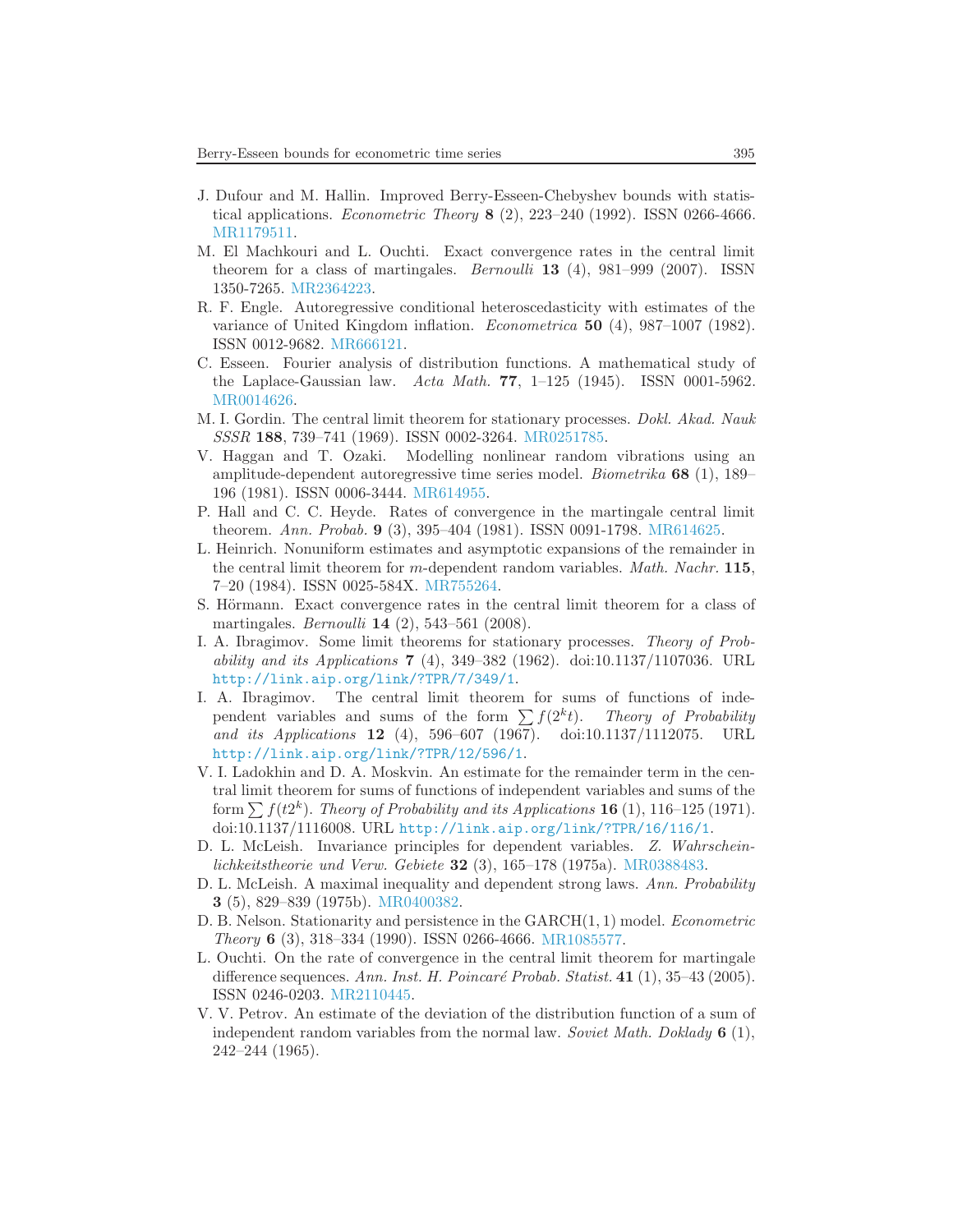J. Dufour and M. Hallin. Improved Berry-Esseen-Chebyshev bounds with statistical applications. *Econometric Theory* **8** (2), 223–240 (1992). ISSN 0266-4666. MR1179511.

M. El Machkouri and L. Ouchti. Exact convergence rates in the central limit theorem for a class of martingales. *Bernoulli* **13** (4), 981–999 (2007). ISSN 1350-7265. MR2364223.

R. F. Engle. Autoregressive conditional heteroscedasticity with estimates of the variance of United Kingdom inflation. *Econometrica* **50** (4), 987–1007 (1982). ISSN 0012-9682. MR666121.

C. Esseen. Fourier analysis of distribution functions. A mathematical study of the Laplace-Gaussian law. *Acta Math.* **77**, 1–125 (1945). ISSN 0001-5962. MR0014626.

M. I. Gordin. The central limit theorem for stationary processes. *Dokl. Akad. Nauk SSSR* **188**, 739–741 (1969). ISSN 0002-3264. MR0251785.

V. Haggan and T. Ozaki. Modelling nonlinear random vibrations using an amplitude-dependent autoregressive time series model. *Biometrika* **68** (1), 189–196 (1981). ISSN 0006-3444. MR614955.

P. Hall and C. C. Heyde. Rates of convergence in the martingale central limit theorem. *Ann. Probab.* **9** (3), 395–404 (1981). ISSN 0091-1798. MR614625.

L. Heinrich. Nonuniform estimates and asymptotic expansions of the remainder in the central limit theorem for $m$-dependent random variables. *Math. Nachr.* **115**, 7–20 (1984). ISSN 0025-584X. MR755264.

S. Hörmann. Exact convergence rates in the central limit theorem for a class of martingales. *Bernoulli* **14** (2), 543–561 (2008).

I. A. Ibragimov. Some limit theorems for stationary processes. *Theory of Probability and its Applications* **7** (4), 349–382 (1962). doi:10.1137/1107036. URL http://link.aip.org/link/?TPR/7/349/1.

I. A. Ibragimov. The central limit theorem for sums of functions of independent variables and sums of the form $\sum f(2^k t)$. *Theory of Probability and its Applications* **12** (4), 596–607 (1967). doi:10.1137/1112075. URL http://link.aip.org/link/?TPR/12/596/1.

V. I. Ladokhin and D. A. Moskvin. An estimate for the remainder term in the central limit theorem for sums of functions of independent variables and sums of the form $\sum f(t2^k)$. *Theory of Probability and its Applications* **16** (1), 116–125 (1971). doi:10.1137/1116008. URL http://link.aip.org/link/?TPR/16/116/1.

D. L. McLeish. Invariance principles for dependent variables. *Z. Wahrscheinlichkeitstheorie und Verw. Gebiete* **32** (3), 165–178 (1975a). MR0388483.

D. L. McLeish. A maximal inequality and dependent strong laws. *Ann. Probability* **3** (5), 829–839 (1975b). MR0400382.

D. B. Nelson. Stationarity and persistence in the GARCH(1, 1) model. *Econometric Theory* **6** (3), 318–334 (1990). ISSN 0266-4666. MR1085577.

L. Ouchti. On the rate of convergence in the central limit theorem for martingale difference sequences. *Ann. Inst. H. Poincaré Probab. Statist.* **41** (1), 35–43 (2005). ISSN 0246-0203. MR2110445.

V. V. Petrov. An estimate of the deviation of the distribution function of a sum of independent random variables from the normal law. *Soviet Math. Doklady* **6** (1), 242–244 (1965).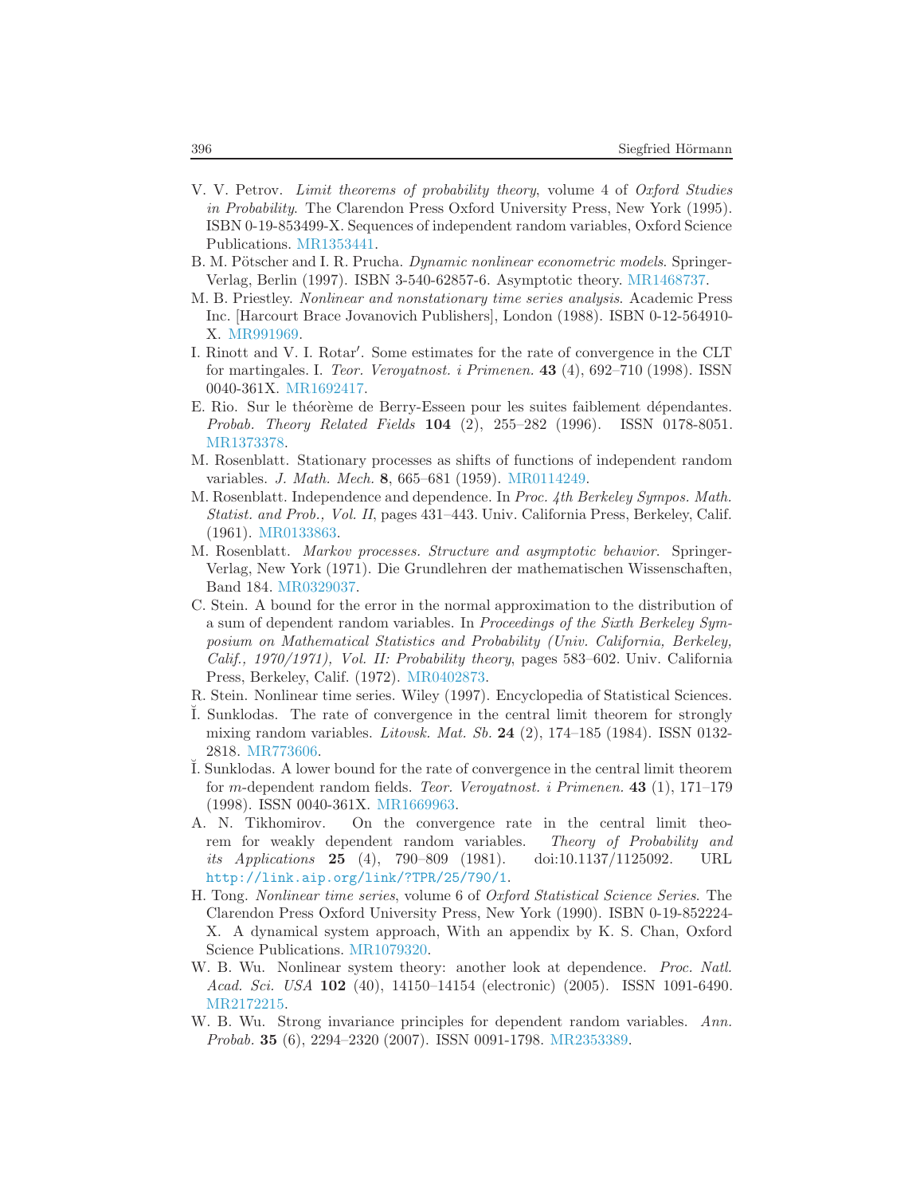V. V. Petrov. *Limit theorems of probability theory*, volume 4 of *Oxford Studies in Probability*. The Clarendon Press Oxford University Press, New York (1995). ISBN 0-19-853499-X. Sequences of independent random variables, Oxford Science Publications. MR1353441.

B. M. Pötscher and I. R. Prucha. *Dynamic nonlinear econometric models*. Springer-Verlag, Berlin (1997). ISBN 3-540-62857-6. Asymptotic theory. MR1468737.

M. B. Priestley. *Nonlinear and nonstationary time series analysis*. Academic Press Inc. [Harcourt Brace Jovanovich Publishers], London (1988). ISBN 0-12-564910-X. MR991969.

I. Rinott and V. I. Rotar′. Some estimates for the rate of convergence in the CLT for martingales. I. *Teor. Veroyatnost. i Primenen.* **43** (4), 692–710 (1998). ISSN 0040-361X. MR1692417.

E. Rio. Sur le théorème de Berry-Esseen pour les suites faiblement dépendantes. *Probab. Theory Related Fields* **104** (2), 255–282 (1996). ISSN 0178-8051. MR1373378.

M. Rosenblatt. Stationary processes as shifts of functions of independent random variables. *J. Math. Mech.* **8**, 665–681 (1959). MR0114249.

M. Rosenblatt. Independence and dependence. In *Proc. 4th Berkeley Sympos. Math. Statist. and Prob., Vol. II*, pages 431–443. Univ. California Press, Berkeley, Calif. (1961). MR0133863.

M. Rosenblatt. *Markov processes. Structure and asymptotic behavior*. Springer-Verlag, New York (1971). Die Grundlehren der mathematischen Wissenschaften, Band 184. MR0329037.

C. Stein. A bound for the error in the normal approximation to the distribution of a sum of dependent random variables. In *Proceedings of the Sixth Berkeley Symposium on Mathematical Statistics and Probability (Univ. California, Berkeley, Calif., 1970/1971), Vol. II: Probability theory*, pages 583–602. Univ. California Press, Berkeley, Calif. (1972). MR0402873.

R. Stein. Nonlinear time series. Wiley (1997). Encyclopedia of Statistical Sciences.

Ĭ. Sunklodas. The rate of convergence in the central limit theorem for strongly mixing random variables. *Litovsk. Mat. Sb.* **24** (2), 174–185 (1984). ISSN 0132-2818. MR773606.

Ĭ. Sunklodas. A lower bound for the rate of convergence in the central limit theorem for $m$-dependent random fields. *Teor. Veroyatnost. i Primenen.* **43** (1), 171–179 (1998). ISSN 0040-361X. MR1669963.

A. N. Tikhomirov. On the convergence rate in the central limit theorem for weakly dependent random variables. *Theory of Probability and its Applications* **25** (4), 790–809 (1981). doi:10.1137/1125092. URL http://link.aip.org/link/?TPR/25/790/1.

H. Tong. *Nonlinear time series*, volume 6 of *Oxford Statistical Science Series*. The Clarendon Press Oxford University Press, New York (1990). ISBN 0-19-852224-X. A dynamical system approach, With an appendix by K. S. Chan, Oxford Science Publications. MR1079320.

W. B. Wu. Nonlinear system theory: another look at dependence. *Proc. Natl. Acad. Sci. USA* **102** (40), 14150–14154 (electronic) (2005). ISSN 1091-6490. MR2172215.

W. B. Wu. Strong invariance principles for dependent random variables. *Ann. Probab.* **35** (6), 2294–2320 (2007). ISSN 0091-1798. MR2353389.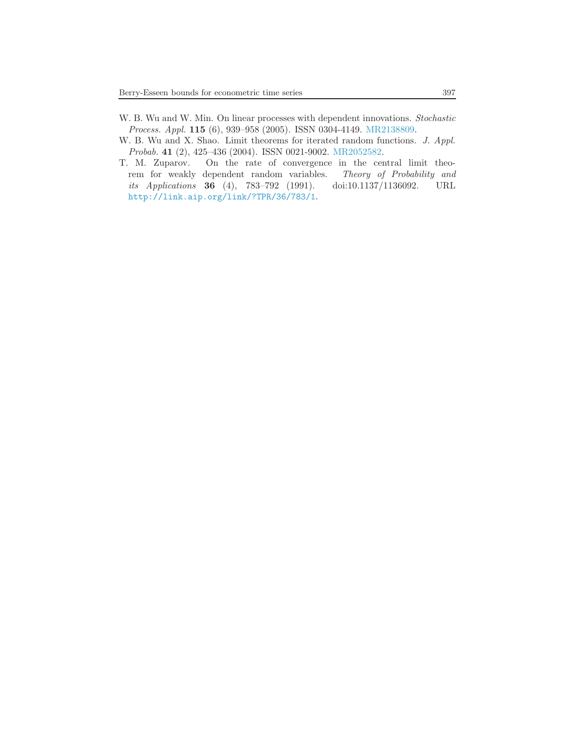W. B. Wu and W. Min. On linear processes with dependent innovations. *Stochastic Process. Appl.* **115** (6), 939–958 (2005). ISSN 0304-4149. MR2138809.

W. B. Wu and X. Shao. Limit theorems for iterated random functions. *J. Appl. Probab.* **41** (2), 425–436 (2004). ISSN 0021-9002. MR2052582.

T. M. Zuparov. On the rate of convergence in the central limit theorem for weakly dependent random variables. *Theory of Probability and its Applications* **36** (4), 783–792 (1991). doi:10.1137/1136092. URL http://link.aip.org/link/?TPR/36/783/1.